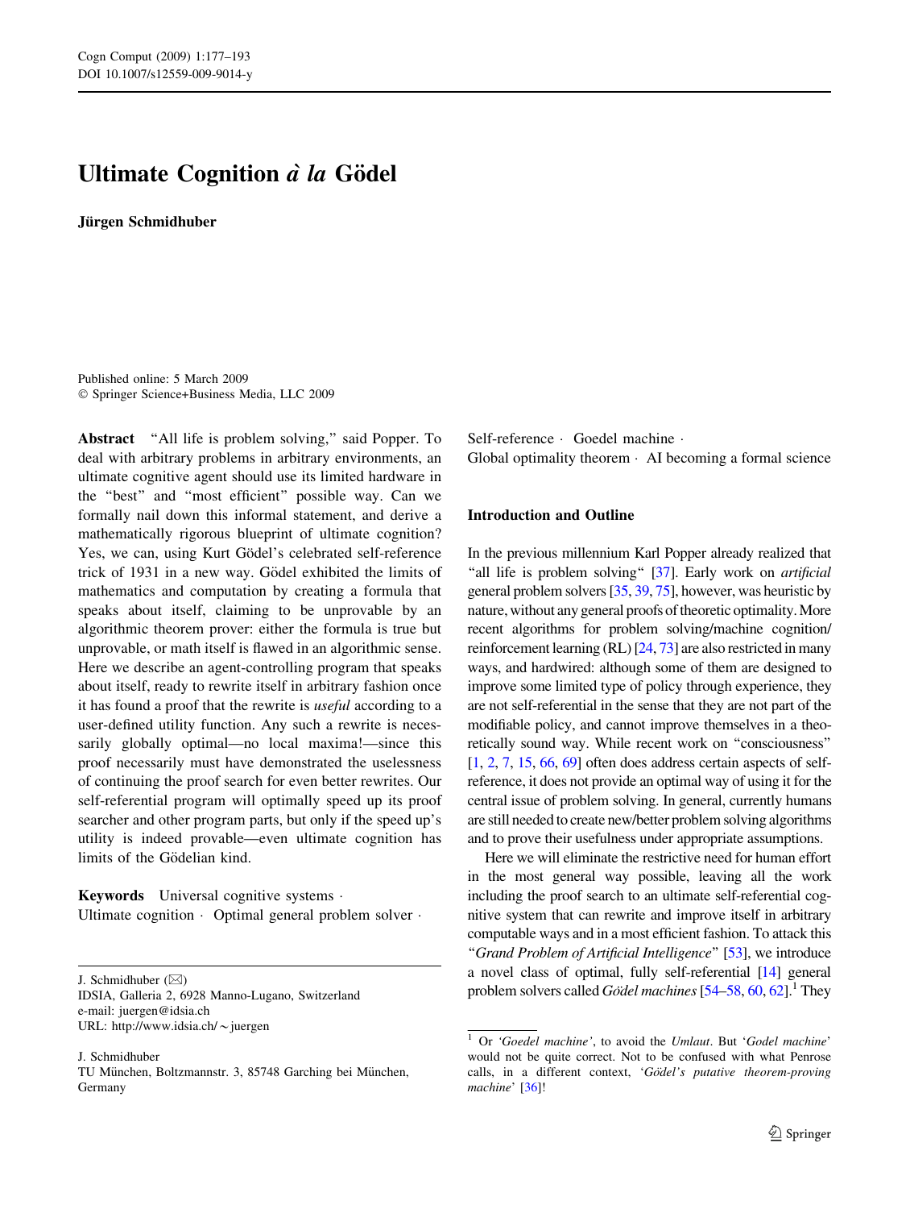# Ultimate Cognition *à la* Gödel

**Jürgen Schmidhuber**

Published online: 5 March 2009
© Springer Science+Business Media, LLC 2009

**Abstract** "All life is problem solving," said Popper. To deal with arbitrary problems in arbitrary environments, an ultimate cognitive agent should use its limited hardware in the "best" and "most efficient" possible way. Can we formally nail down this informal statement, and derive a mathematically rigorous blueprint of ultimate cognition? Yes, we can, using Kurt Gödel's celebrated self-reference trick of 1931 in a new way. Gödel exhibited the limits of mathematics and computation by creating a formula that speaks about itself, claiming to be unprovable by an algorithmic theorem prover: either the formula is true but unprovable, or math itself is flawed in an algorithmic sense. Here we describe an agent-controlling program that speaks about itself, ready to rewrite itself in arbitrary fashion once it has found a proof that the rewrite is *useful* according to a user-defined utility function. Any such a rewrite is necessarily globally optimal—no local maxima!—since this proof necessarily must have demonstrated the uselessness of continuing the proof search for even better rewrites. Our self-referential program will optimally speed up its proof searcher and other program parts, but only if the speed up's utility is indeed provable—even ultimate cognition has limits of the Gödelian kind.

**Keywords** Universal cognitive systems · Ultimate cognition · Optimal general problem solver · Self-reference · Goedel machine · Global optimality theorem · AI becoming a formal science

J. Schmidhuber (✉)
IDSIA, Galleria 2, 6928 Manno-Lugano, Switzerland
e-mail: juergen@idsia.ch
URL: http://www.idsia.ch/~juergen

J. Schmidhuber
TU München, Boltzmannstr. 3, 85748 Garching bei München, Germany

## Introduction and Outline

In the previous millennium Karl Popper already realized that "all life is problem solving" [37]. Early work on *artificial* general problem solvers [35, 39, 75], however, was heuristic by nature, without any general proofs of theoretic optimality. More recent algorithms for problem solving/machine cognition/reinforcement learning (RL) [24, 73] are also restricted in many ways, and hardwired: although some of them are designed to improve some limited type of policy through experience, they are not self-referential in the sense that they are not part of the modifiable policy, and cannot improve themselves in a theoretically sound way. While recent work on "consciousness" [1, 2, 7, 15, 66, 69] often does address certain aspects of self-reference, it does not provide an optimal way of using it for the central issue of problem solving. In general, currently humans are still needed to create new/better problem solving algorithms and to prove their usefulness under appropriate assumptions.

Here we will eliminate the restrictive need for human effort in the most general way possible, leaving all the work including the proof search to an ultimate self-referential cognitive system that can rewrite and improve itself in arbitrary computable ways and in a most efficient fashion. To attack this "*Grand Problem of Artificial Intelligence*" [53], we introduce a novel class of optimal, fully self-referential [14] general problem solvers called *Gödel machines* [54–58, 60, 62].[1] They

[1] Or *'Goedel machine'*, to avoid the *Umlaut*. But *'Godel machine'* would not be quite correct. Not to be confused with what Penrose calls, in a different context, *'Gödel's putative theorem-proving machine'* [36]!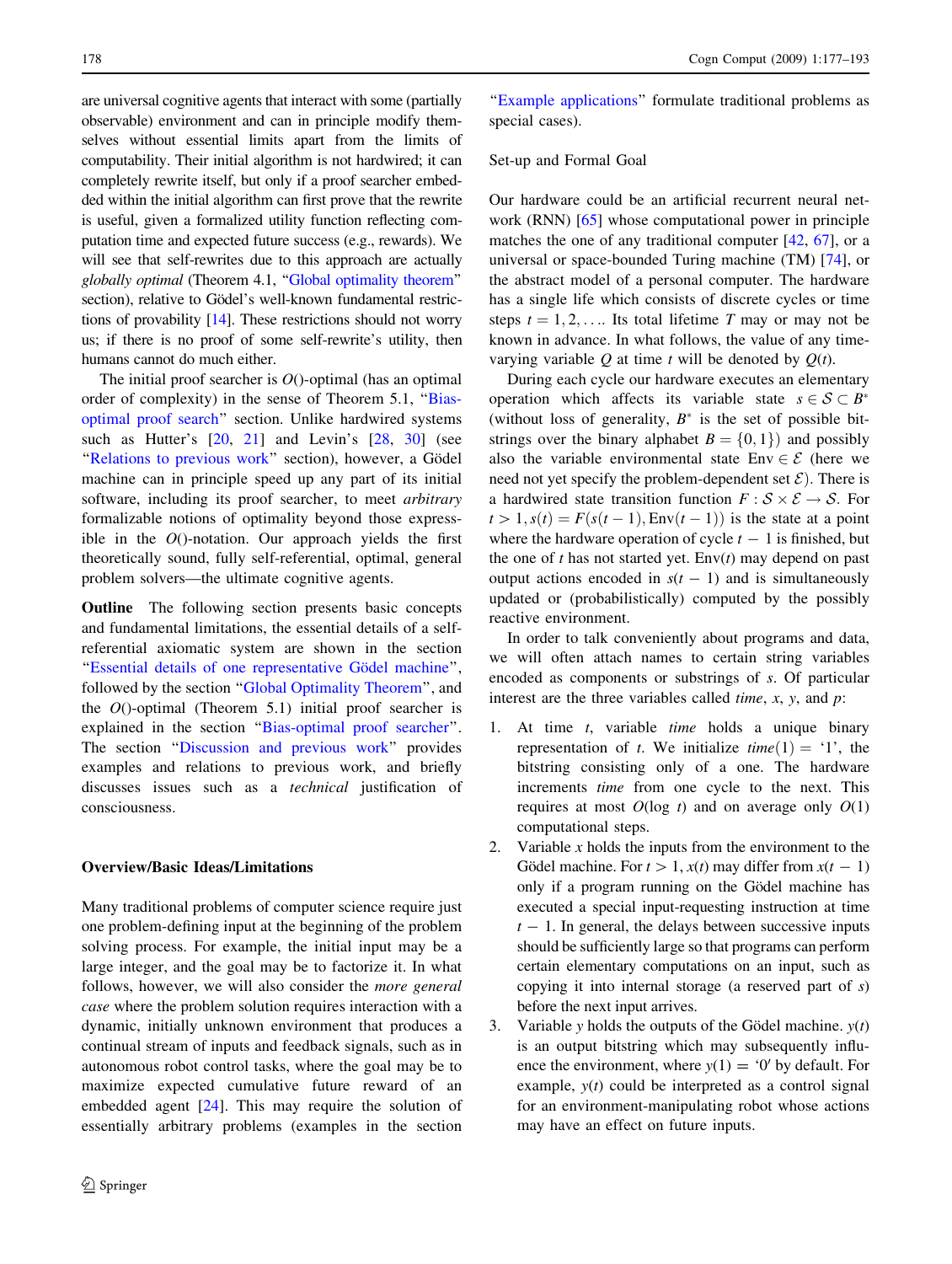are universal cognitive agents that interact with some (partially observable) environment and can in principle modify themselves without essential limits apart from the limits of computability. Their initial algorithm is not hardwired; it can completely rewrite itself, but only if a proof searcher embedded within the initial algorithm can first prove that the rewrite is useful, given a formalized utility function reflecting computation time and expected future success (e.g., rewards). We will see that self-rewrites due to this approach are actually *globally optimal* (Theorem 4.1, "Global optimality theorem" section), relative to Gödel's well-known fundamental restrictions of provability [14]. These restrictions should not worry us; if there is no proof of some self-rewrite's utility, then humans cannot do much either.

The initial proof searcher is $O()$-optimal (has an optimal order of complexity) in the sense of Theorem 5.1, "Bias-optimal proof search" section. Unlike hardwired systems such as Hutter's [20, 21] and Levin's [28, 30] (see "Relations to previous work" section), however, a Gödel machine can in principle speed up any part of its initial software, including its proof searcher, to meet *arbitrary* formalizable notions of optimality beyond those expressible in the $O()$-notation. Our approach yields the first theoretically sound, fully self-referential, optimal, general problem solvers—the ultimate cognitive agents.

**Outline** The following section presents basic concepts and fundamental limitations, the essential details of a self-referential axiomatic system are shown in the section "Essential details of one representative Gödel machine", followed by the section "Global Optimality Theorem", and the $O()$-optimal (Theorem 5.1) initial proof searcher is explained in the section "Bias-optimal proof searcher". The section "Discussion and previous work" provides examples and relations to previous work, and briefly discusses issues such as a *technical* justification of consciousness.

## Overview/Basic Ideas/Limitations

Many traditional problems of computer science require just one problem-defining input at the beginning of the problem solving process. For example, the initial input may be a large integer, and the goal may be to factorize it. In what follows, however, we will also consider the *more general case* where the problem solution requires interaction with a dynamic, initially unknown environment that produces a continual stream of inputs and feedback signals, such as in autonomous robot control tasks, where the goal may be to maximize expected cumulative future reward of an embedded agent [24]. This may require the solution of essentially arbitrary problems (examples in the section "Example applications" formulate traditional problems as special cases).

### Set-up and Formal Goal

Our hardware could be an artificial recurrent neural network (RNN) [65] whose computational power in principle matches the one of any traditional computer [42, 67], or a universal or space-bounded Turing machine (TM) [74], or the abstract model of a personal computer. The hardware has a single life which consists of discrete cycles or time steps $t = 1, 2, \ldots$. Its total lifetime $T$ may or may not be known in advance. In what follows, the value of any time-varying variable $Q$ at time $t$ will be denoted by $Q(t)$.

During each cycle our hardware executes an elementary operation which affects its variable state $s \in \mathcal{S} \subset B^*$ (without loss of generality, $B^*$ is the set of possible bitstrings over the binary alphabet $B = \{0, 1\}$) and possibly also the variable environmental state $\text{Env} \in \mathcal{E}$ (here we need not yet specify the problem-dependent set $\mathcal{E}$). There is a hardwired state transition function $F : \mathcal{S} \times \mathcal{E} \rightarrow \mathcal{S}$. For $t > 1, s(t) = F(s(t-1), \text{Env}(t-1))$ is the state at a point where the hardware operation of cycle $t - 1$ is finished, but the one of $t$ has not started yet. $\text{Env}(t)$ may depend on past output actions encoded in $s(t-1)$ and is simultaneously updated or (probabilistically) computed by the possibly reactive environment.

In order to talk conveniently about programs and data, we will often attach names to certain string variables encoded as components or substrings of $s$. Of particular interest are the three variables called *time*, $x$, $y$, and $p$:

1. At time $t$, variable *time* holds a unique binary representation of $t$. We initialize $time(1) =$ '1', the bitstring consisting only of a one. The hardware increments *time* from one cycle to the next. This requires at most $O(\log\ t)$ and on average only $O(1)$ computational steps.
2. Variable $x$ holds the inputs from the environment to the Gödel machine. For $t > 1$, $x(t)$ may differ from $x(t-1)$ only if a program running on the Gödel machine has executed a special input-requesting instruction at time $t - 1$. In general, the delays between successive inputs should be sufficiently large so that programs can perform certain elementary computations on an input, such as copying it into internal storage (a reserved part of $s$) before the next input arrives.
3. Variable $y$ holds the outputs of the Gödel machine. $y(t)$ is an output bitstring which may subsequently influence the environment, where $y(1) =$ '0' by default. For example, $y(t)$ could be interpreted as a control signal for an environment-manipulating robot whose actions may have an effect on future inputs.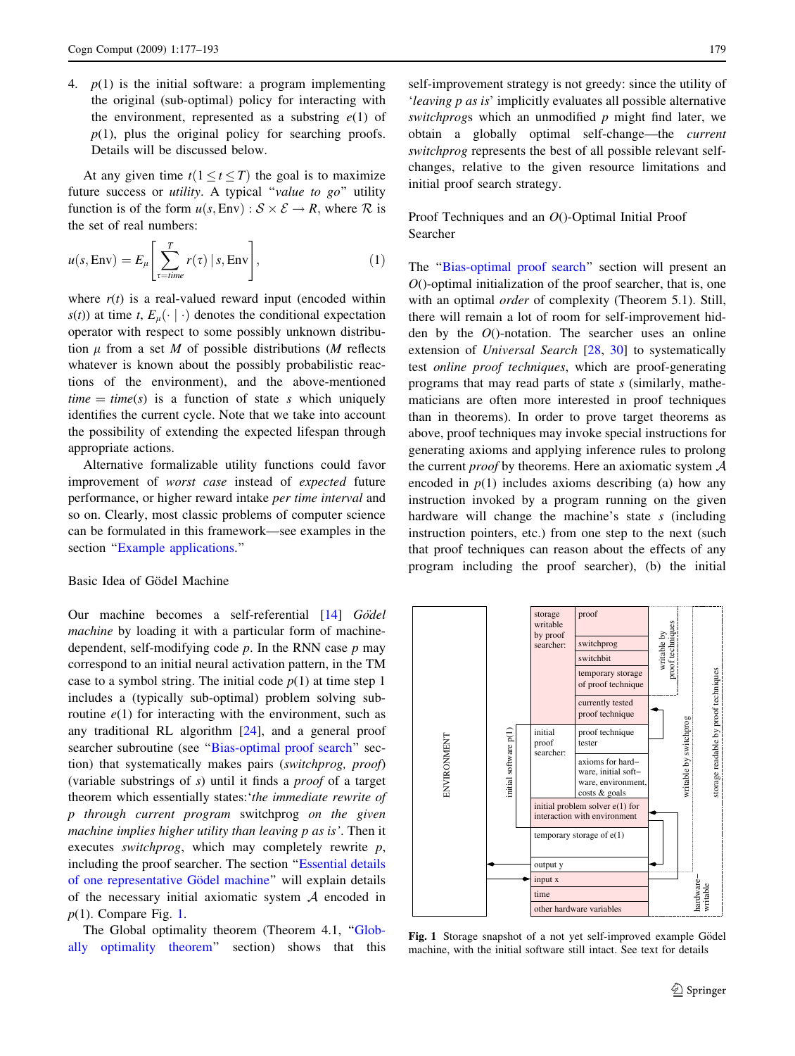4. $p(1)$ is the initial software: a program implementing the original (sub-optimal) policy for interacting with the environment, represented as a substring $e(1)$ of $p(1)$, plus the original policy for searching proofs. Details will be discussed below.

At any given time $t (1 \leq t \leq T)$ the goal is to maximize future success or *utility*. A typical "*value to go*" utility function is of the form $u(s, \text{Env}) : \mathcal{S} \times \mathcal{E} \rightarrow R$, where $\mathcal{R}$ is the set of real numbers:

$$u(s, \text{Env}) = E_\mu \left[ \sum_{\tau=time}^{T} r(\tau) \,|\, s, \text{Env} \right], \tag{1}$$

where $r(t)$ is a real-valued reward input (encoded within $s(t)$) at time $t$, $E_\mu(\cdot \mid \cdot)$ denotes the conditional expectation operator with respect to some possibly unknown distribution $\mu$ from a set $M$ of possible distributions ($M$ reflects whatever is known about the possibly probabilistic reactions of the environment), and the above-mentioned $time = time(s)$ is a function of state $s$ which uniquely identifies the current cycle. Note that we take into account the possibility of extending the expected lifespan through appropriate actions.

Alternative formalizable utility functions could favor improvement of *worst case* instead of *expected* future performance, or higher reward intake *per time interval* and so on. Clearly, most classic problems of computer science can be formulated in this framework—see examples in the section "Example applications."

## Basic Idea of Gödel Machine

Our machine becomes a self-referential [14] *Gödel machine* by loading it with a particular form of machine-dependent, self-modifying code $p$. In the RNN case $p$ may correspond to an initial neural activation pattern, in the TM case to a symbol string. The initial code $p(1)$ at time step 1 includes a (typically sub-optimal) problem solving subroutine $e(1)$ for interacting with the environment, such as any traditional RL algorithm [24], and a general proof searcher subroutine (see "Bias-optimal proof search" section) that systematically makes pairs (*switchprog, proof*) (variable substrings of $s$) until it finds a *proof* of a target theorem which essentially states:'*the immediate rewrite of p through current program* switchprog *on the given machine implies higher utility than leaving p as is*'. Then it executes *switchprog*, which may completely rewrite $p$, including the proof searcher. The section "Essential details of one representative Gödel machine" will explain details of the necessary initial axiomatic system $\mathcal{A}$ encoded in $p(1)$. Compare Fig. 1.

The Global optimality theorem (Theorem 4.1, "Globally optimality theorem" section) shows that this self-improvement strategy is not greedy: since the utility of '*leaving p as is*' implicitly evaluates all possible alternative *switchprog*s which an unmodified $p$ might find later, we obtain a globally optimal self-change—the *current switchprog* represents the best of all possible relevant self-changes, relative to the given resource limitations and initial proof search strategy.

## Proof Techniques and an $O()$-Optimal Initial Proof Searcher

The "Bias-optimal proof search" section will present an $O()$-optimal initialization of the proof searcher, that is, one with an optimal *order* of complexity (Theorem 5.1). Still, there will remain a lot of room for self-improvement hidden by the $O()$-notation. The searcher uses an online extension of *Universal Search* [28, 30] to systematically test *online proof techniques*, which are proof-generating programs that may read parts of state $s$ (similarly, mathematicians are often more interested in proof techniques than in theorems). In order to prove target theorems as above, proof techniques may invoke special instructions for generating axioms and applying inference rules to prolong the current *proof* by theorems. Here an axiomatic system $\mathcal{A}$ encoded in $p(1)$ includes axioms describing (a) how any instruction invoked by a program running on the given hardware will change the machine's state $s$ (including instruction pointers, etc.) from one step to the next (such that proof techniques can reason about the effects of any program including the proof searcher), (b) the initial

**Fig. 1** Storage snapshot of a not yet self-improved example Gödel machine, with the initial software still intact. See text for details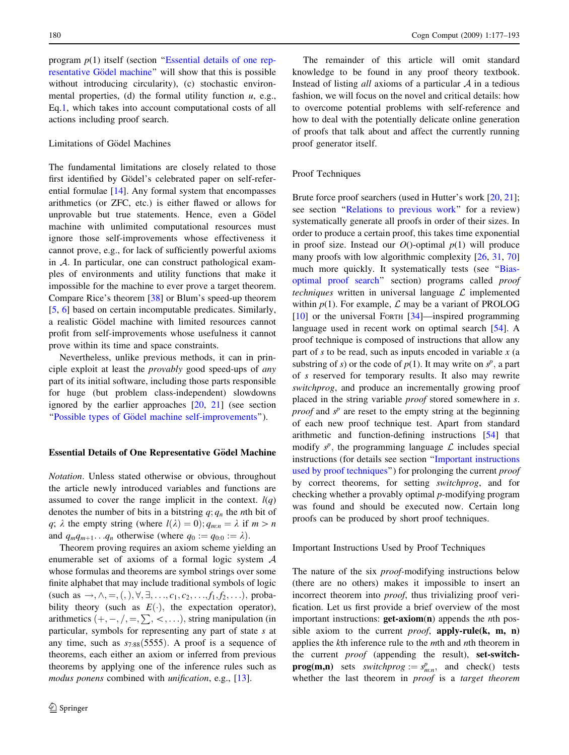program $p(1)$ itself (section "Essential details of one representative Gödel machine" will show that this is possible without introducing circularity), (c) stochastic environmental properties, (d) the formal utility function $u$, e.g., Eq.1, which takes into account computational costs of all actions including proof search.

### Limitations of Gödel Machines

The fundamental limitations are closely related to those first identified by Gödel's celebrated paper on self-referential formulae [14]. Any formal system that encompasses arithmetics (or ZFC, etc.) is either flawed or allows for unprovable but true statements. Hence, even a Gödel machine with unlimited computational resources must ignore those self-improvements whose effectiveness it cannot prove, e.g., for lack of sufficiently powerful axioms in $\mathcal{A}$. In particular, one can construct pathological examples of environments and utility functions that make it impossible for the machine to ever prove a target theorem. Compare Rice's theorem [38] or Blum's speed-up theorem [5, 6] based on certain incomputable predicates. Similarly, a realistic Gödel machine with limited resources cannot profit from self-improvements whose usefulness it cannot prove within its time and space constraints.

Nevertheless, unlike previous methods, it can in principle exploit at least the *provably* good speed-ups of *any* part of its initial software, including those parts responsible for huge (but problem class-independent) slowdowns ignored by the earlier approaches [20, 21] (see section "Possible types of Gödel machine self-improvements").

## Essential Details of One Representative Gödel Machine

*Notation*. Unless stated otherwise or obvious, throughout the article newly introduced variables and functions are assumed to cover the range implicit in the context. $l(q)$ denotes the number of bits in a bitstring $q$; $q_n$ the $n$th bit of $q$; $\lambda$ the empty string (where $l(\lambda) = 0$); $q_{m:n} = \lambda$ if $m > n$ and $q_m q_{m+1} \ldots q_n$ otherwise (where $q_0 := q_{0:0} := \lambda$).

Theorem proving requires an axiom scheme yielding an enumerable set of axioms of a formal logic system $\mathcal{A}$ whose formulas and theorems are symbol strings over some finite alphabet that may include traditional symbols of logic (such as $\rightarrow, \wedge, =, (, ), \forall, \exists, \ldots, c_1, c_2, \ldots, f_1, f_2, \ldots$), probability theory (such as $E(\cdot)$, the expectation operator), arithmetics ($+, -, /, =, \sum, <, \ldots$), string manipulation (in particular, symbols for representing any part of state $s$ at any time, such as $s_{7:88}(5555)$). A proof is a sequence of theorems, each either an axiom or inferred from previous theorems by applying one of the inference rules such as *modus ponens* combined with *unification*, e.g., [13].

The remainder of this article will omit standard knowledge to be found in any proof theory textbook. Instead of listing *all* axioms of a particular $\mathcal{A}$ in a tedious fashion, we will focus on the novel and critical details: how to overcome potential problems with self-reference and how to deal with the potentially delicate online generation of proofs that talk about and affect the currently running proof generator itself.

### Proof Techniques

Brute force proof searchers (used in Hutter's work [20, 21]; see section "Relations to previous work" for a review) systematically generate all proofs in order of their sizes. In order to produce a certain proof, this takes time exponential in proof size. Instead our $O()$-optimal $p(1)$ will produce many proofs with low algorithmic complexity [26, 31, 70] much more quickly. It systematically tests (see "Bias-optimal proof search" section) programs called *proof techniques* written in universal language $\mathcal{L}$ implemented within $p(1)$. For example, $\mathcal{L}$ may be a variant of PROLOG [10] or the universal FORTH [34]—inspired programming language used in recent work on optimal search [54]. A proof technique is composed of instructions that allow any part of $s$ to be read, such as inputs encoded in variable $x$ (a substring of $s$) or the code of $p(1)$. It may write on $s^p$, a part of $s$ reserved for temporary results. It also may rewrite *switchprog*, and produce an incrementally growing proof placed in the string variable *proof* stored somewhere in $s$. *proof* and $s^p$ are reset to the empty string at the beginning of each new proof technique test. Apart from standard arithmetic and function-defining instructions [54] that modify $s^p$, the programming language $\mathcal{L}$ includes special instructions (for details see section "Important instructions used by proof techniques") for prolonging the current *proof* by correct theorems, for setting *switchprog*, and for checking whether a provably optimal $p$-modifying program was found and should be executed now. Certain long proofs can be produced by short proof techniques.

### Important Instructions Used by Proof Techniques

The nature of the six *proof*-modifying instructions below (there are no others) makes it impossible to insert an incorrect theorem into *proof*, thus trivializing proof verification. Let us first provide a brief overview of the most important instructions: **get-axiom(n)** appends the $n$th possible axiom to the current *proof*, **apply-rule(k, m, n)** applies the $k$th inference rule to the $m$th and $n$th theorem in the current *proof* (appending the result), **set-switch-prog(m,n)** sets *switchprog* $:= s^p_{m:n}$, and check() tests whether the last theorem in *proof* is a *target theorem*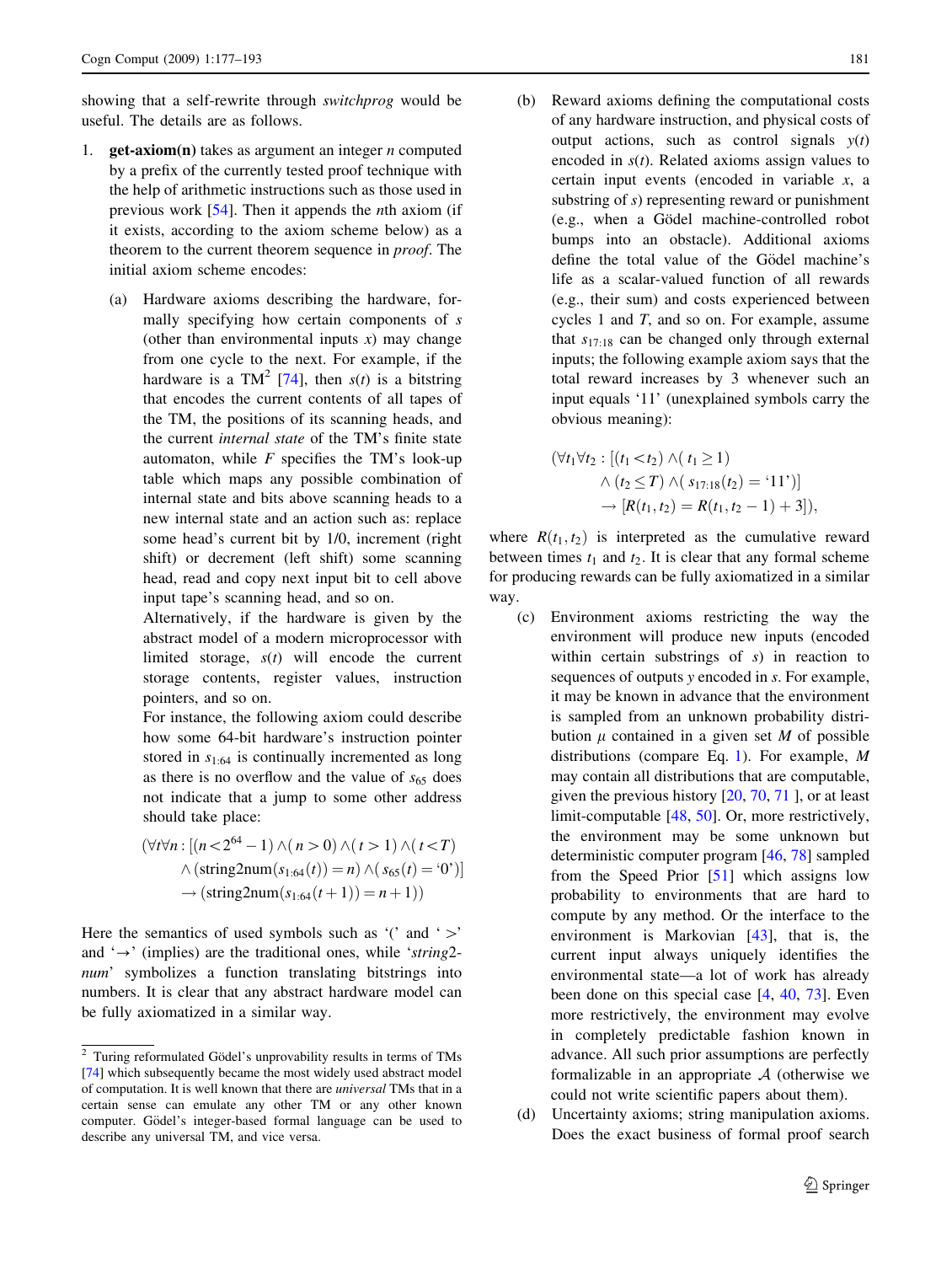showing that a self-rewrite through *switchprog* would be useful. The details are as follows.

1. **get-axiom(n)** takes as argument an integer $n$ computed by a prefix of the currently tested proof technique with the help of arithmetic instructions such as those used in previous work [54]. Then it appends the $n$th axiom (if it exists, according to the axiom scheme below) as a theorem to the current theorem sequence in *proof*. The initial axiom scheme encodes:

   (a) Hardware axioms describing the hardware, formally specifying how certain components of $s$ (other than environmental inputs $x$) may change from one cycle to the next. For example, if the hardware is a TM[2] [74], then $s(t)$ is a bitstring that encodes the current contents of all tapes of the TM, the positions of its scanning heads, and the current *internal state* of the TM's finite state automaton, while $F$ specifies the TM's look-up table which maps any possible combination of internal state and bits above scanning heads to a new internal state and an action such as: replace some head's current bit by 1/0, increment (right shift) or decrement (left shift) some scanning head, read and copy next input bit to cell above input tape's scanning head, and so on.
   Alternatively, if the hardware is given by the abstract model of a modern microprocessor with limited storage, $s(t)$ will encode the current storage contents, register values, instruction pointers, and so on.
   For instance, the following axiom could describe how some 64-bit hardware's instruction pointer stored in $s_{1:64}$ is continually incremented as long as there is no overflow and the value of $s_{65}$ does not indicate that a jump to some other address should take place:

$$(\forall t \forall n : [(n < 2^{64} - 1) \wedge (n > 0) \wedge (t > 1) \wedge (t < T) \wedge (\text{string2num}(s_{1:64}(t)) = n) \wedge (s_{65}(t) = \text{'0'})] \rightarrow (\text{string2num}(s_{1:64}(t+1)) = n + 1))$$

Here the semantics of used symbols such as '(' and ' >' and '→' (implies) are the traditional ones, while '*string2-num*' symbolizes a function translating bitstrings into numbers. It is clear that any abstract hardware model can be fully axiomatized in a similar way.

   (b) Reward axioms defining the computational costs of any hardware instruction, and physical costs of output actions, such as control signals $y(t)$ encoded in $s(t)$. Related axioms assign values to certain input events (encoded in variable $x$, a substring of $s$) representing reward or punishment (e.g., when a Gödel machine-controlled robot bumps into an obstacle). Additional axioms define the total value of the Gödel machine's life as a scalar-valued function of all rewards (e.g., their sum) and costs experienced between cycles 1 and $T$, and so on. For example, assume that $s_{17:18}$ can be changed only through external inputs; the following example axiom says that the total reward increases by 3 whenever such an input equals '11' (unexplained symbols carry the obvious meaning):

$$(\forall t_1 \forall t_2 : [(t_1 < t_2) \wedge (t_1 \geq 1) \wedge (t_2 \leq T) \wedge (s_{17:18}(t_2) = \text{'11'})] \rightarrow [R(t_1, t_2) = R(t_1, t_2 - 1) + 3]),$$

where $R(t_1, t_2)$ is interpreted as the cumulative reward between times $t_1$ and $t_2$. It is clear that any formal scheme for producing rewards can be fully axiomatized in a similar way.

   (c) Environment axioms restricting the way the environment will produce new inputs (encoded within certain substrings of $s$) in reaction to sequences of outputs $y$ encoded in $s$. For example, it may be known in advance that the environment is sampled from an unknown probability distribution $\mu$ contained in a given set $M$ of possible distributions (compare Eq. 1). For example, $M$ may contain all distributions that are computable, given the previous history [20, 70, 71 ], or at least limit-computable [48, 50]. Or, more restrictively, the environment may be some unknown but deterministic computer program [46, 78] sampled from the Speed Prior [51] which assigns low probability to environments that are hard to compute by any method. Or the interface to the environment is Markovian [43], that is, the current input always uniquely identifies the environmental state—a lot of work has already been done on this special case [4, 40, 73]. Even more restrictively, the environment may evolve in completely predictable fashion known in advance. All such prior assumptions are perfectly formalizable in an appropriate $\mathcal{A}$ (otherwise we could not write scientific papers about them).

   (d) Uncertainty axioms; string manipulation axioms. Does the exact business of formal proof search

[2] Turing reformulated Gödel's unprovability results in terms of TMs [74] which subsequently became the most widely used abstract model of computation. It is well known that there are *universal* TMs that in a certain sense can emulate any other TM or any other known computer. Gödel's integer-based formal language can be used to describe any universal TM, and vice versa.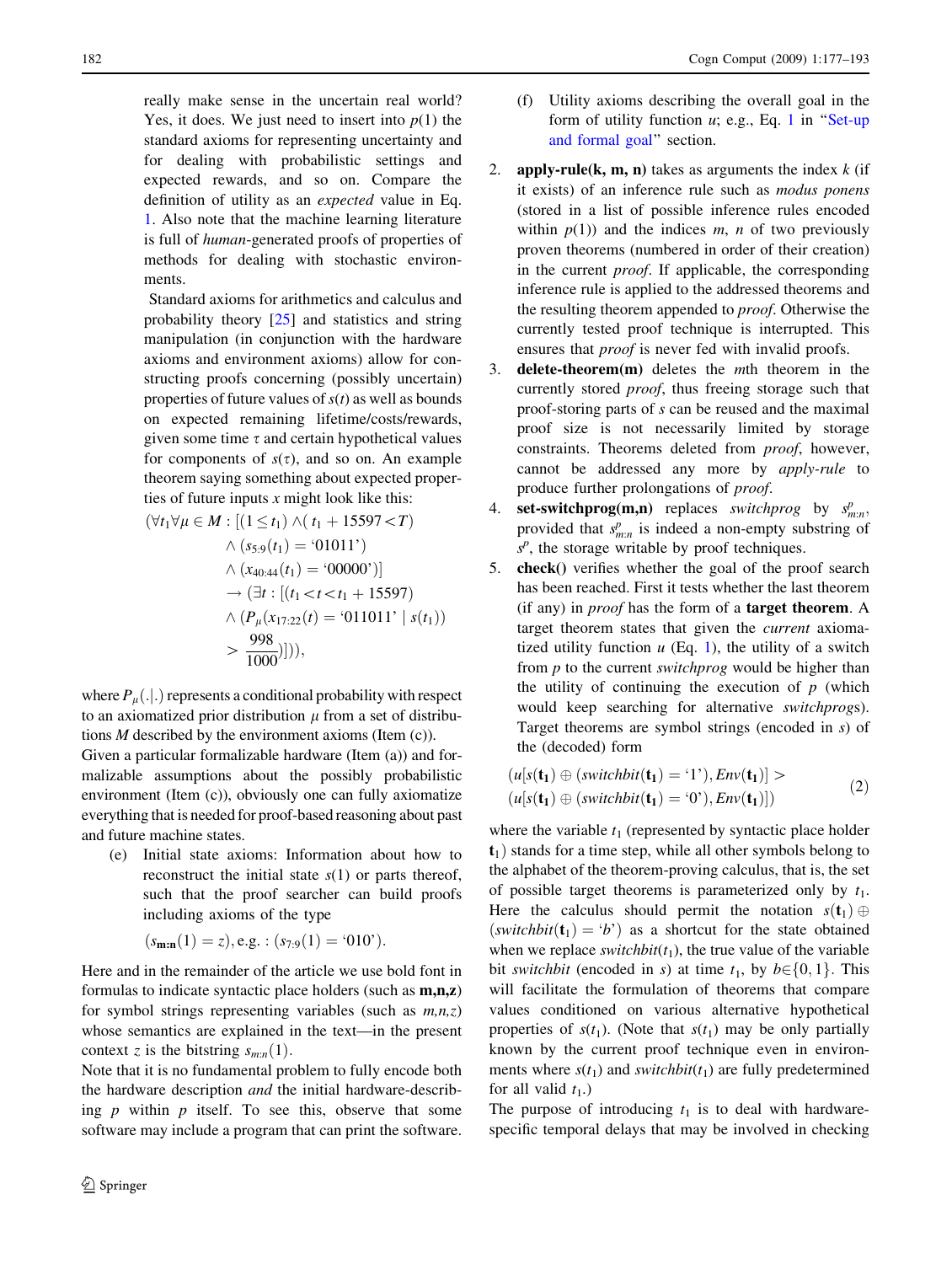really make sense in the uncertain real world? Yes, it does. We just need to insert into $p(1)$ the standard axioms for representing uncertainty and for dealing with probabilistic settings and expected rewards, and so on. Compare the definition of utility as an *expected* value in Eq. 1. Also note that the machine learning literature is full of *human*-generated proofs of properties of methods for dealing with stochastic environments.

Standard axioms for arithmetics and calculus and probability theory [25] and statistics and string manipulation (in conjunction with the hardware axioms and environment axioms) allow for constructing proofs concerning (possibly uncertain) properties of future values of $s(t)$ as well as bounds on expected remaining lifetime/costs/rewards, given some time $\tau$ and certain hypothetical values for components of $s(\tau)$, and so on. An example theorem saying something about expected properties of future inputs $x$ might look like this:

$$(\forall t_1 \forall \mu \in M : [(1 \le t_1) \wedge (t_1 + 15597 < T) \wedge (s_{5:9}(t_1) = \text{`01011'}) \wedge (x_{40:44}(t_1) = \text{`00000'})] \rightarrow (\exists t : [(t_1 < t < t_1 + 15597) \wedge (P_\mu(x_{17:22}(t) = \text{`011011'} \mid s(t_1)) > \frac{998}{1000})])),$$

where $P_\mu(.|.)$ represents a conditional probability with respect to an axiomatized prior distribution $\mu$ from a set of distributions $M$ described by the environment axioms (Item (c)).

Given a particular formalizable hardware (Item (a)) and formalizable assumptions about the possibly probabilistic environment (Item (c)), obviously one can fully axiomatize everything that is needed for proof-based reasoning about past and future machine states.

(e) Initial state axioms: Information about how to reconstruct the initial state $s(1)$ or parts thereof, such that the proof searcher can build proofs including axioms of the type

$$(s_{\mathbf{m:n}}(1) = z), \text{e.g.} : (s_{7:9}(1) = \text{`010'}).$$

Here and in the remainder of the article we use bold font in formulas to indicate syntactic place holders (such as **m,n,z**) for symbol strings representing variables (such as *m,n,z*) whose semantics are explained in the text—in the present context $z$ is the bitstring $s_{m:n}(1)$.

Note that it is no fundamental problem to fully encode both the hardware description *and* the initial hardware-describing $p$ within $p$ itself. To see this, observe that some software may include a program that can print the software.

(f) Utility axioms describing the overall goal in the form of utility function $u$; e.g., Eq. 1 in "Set-up and formal goal" section.

2. **apply-rule(k, m, n)** takes as arguments the index $k$ (if it exists) of an inference rule such as *modus ponens* (stored in a list of possible inference rules encoded within $p(1)$) and the indices $m$, $n$ of two previously proven theorems (numbered in order of their creation) in the current *proof*. If applicable, the corresponding inference rule is applied to the addressed theorems and the resulting theorem appended to *proof*. Otherwise the currently tested proof technique is interrupted. This ensures that *proof* is never fed with invalid proofs.
3. **delete-theorem(m)** deletes the $m$th theorem in the currently stored *proof*, thus freeing storage such that proof-storing parts of $s$ can be reused and the maximal proof size is not necessarily limited by storage constraints. Theorems deleted from *proof*, however, cannot be addressed any more by *apply-rule* to produce further prolongations of *proof*.
4. **set-switchprog(m,n)** replaces *switchprog* by $s^p_{m:n}$, provided that $s^p_{m:n}$ is indeed a non-empty substring of $s^p$, the storage writable by proof techniques.
5. **check()** verifies whether the goal of the proof search has been reached. First it tests whether the last theorem (if any) in *proof* has the form of a **target theorem**. A target theorem states that given the *current* axiomatized utility function $u$ (Eq. 1), the utility of a switch from $p$ to the current *switchprog* would be higher than the utility of continuing the execution of $p$ (which would keep searching for alternative *switchprog*s). Target theorems are symbol strings (encoded in $s$) of the (decoded) form

$$(u[s(\mathbf{t_1}) \oplus (switchbit(\mathbf{t_1}) = \text{`1'}), Env(\mathbf{t_1})] > u[s(\mathbf{t_1}) \oplus (switchbit(\mathbf{t_1}) = \text{`0'}), Env(\mathbf{t_1})]) \tag{2}$$

where the variable $t_1$ (represented by syntactic place holder $\mathbf{t_1}$) stands for a time step, while all other symbols belong to the alphabet of the theorem-proving calculus, that is, the set of possible target theorems is parameterized only by $t_1$. Here the calculus should permit the notation $s(\mathbf{t_1}) \oplus (switchbit(\mathbf{t_1}) = \text{`}b\text{'})$ as a shortcut for the state obtained when we replace $switchbit(t_1)$, the true value of the variable bit *switchbit* (encoded in $s$) at time $t_1$, by $b \in \{0, 1\}$. This will facilitate the formulation of theorems that compare values conditioned on various alternative hypothetical properties of $s(t_1)$. (Note that $s(t_1)$ may be only partially known by the current proof technique even in environments where $s(t_1)$ and $switchbit(t_1)$ are fully predetermined for all valid $t_1$.)

The purpose of introducing $t_1$ is to deal with hardware-specific temporal delays that may be involved in checking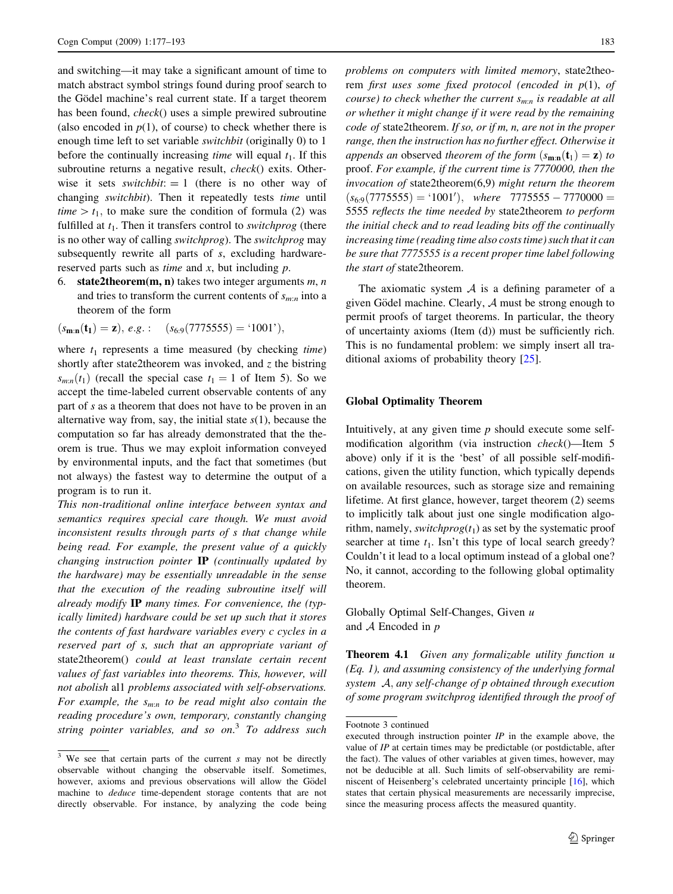and switching—it may take a significant amount of time to match abstract symbol strings found during proof search to the Gödel machine's real current state. If a target theorem has been found, *check*() uses a simple prewired subroutine (also encoded in $p(1)$, of course) to check whether there is enough time left to set variable *switchbit* (originally 0) to 1 before the continually increasing *time* will equal $t_1$. If this subroutine returns a negative result, *check*() exits. Otherwise it sets *switchbit*: = 1 (there is no other way of changing *switchbit*). Then it repeatedly tests *time* until *time* $> t_1$, to make sure the condition of formula (2) was fulfilled at $t_1$. Then it transfers control to *switchprog* (there is no other way of calling *switchprog*). The *switchprog* may subsequently rewrite all parts of *s*, excluding hardware-reserved parts such as *time* and *x*, but including *p*.

6. **state2theorem(m, n)** takes two integer arguments *m*, *n* and tries to transform the current contents of $s_{m:n}$ into a theorem of the form

$$(s_{\mathbf{m:n}}(\mathbf{t_1}) = \mathbf{z}),\ e.g.: \quad (s_{6:9}(7775555) = \text{`1001'}),$$

where $t_1$ represents a time measured (by checking *time*) shortly after state2theorem was invoked, and *z* the bistring $s_{m:n}(t_1)$ (recall the special case $t_1 = 1$ of Item 5). So we accept the time-labeled current observable contents of any part of *s* as a theorem that does not have to be proven in an alternative way from, say, the initial state $s(1)$, because the computation so far has already demonstrated that the theorem is true. Thus we may exploit information conveyed by environmental inputs, and the fact that sometimes (but not always) the fastest way to determine the output of a program is to run it.

*This non-traditional online interface between syntax and semantics requires special care though. We must avoid inconsistent results through parts of s that change while being read. For example, the present value of a quickly changing instruction pointer* **IP** *(continually updated by the hardware) may be essentially unreadable in the sense that the execution of the reading subroutine itself will already modify* **IP** *many times. For convenience, the (typically limited) hardware could be set up such that it stores the contents of fast hardware variables every c cycles in a reserved part of s, such that an appropriate variant of* state2theorem() *could at least translate certain recent values of fast variables into theorems. This, however, will not abolish* al1 *problems associated with self-observations. For example, the $s_{m:n}$ to be read might also contain the reading procedure's own, temporary, constantly changing string pointer variables, and so on.*[3] *To address such problems on computers with limited memory,* state2theorem *first uses some fixed protocol (encoded in $p(1)$, of course) to check whether the current $s_{m:n}$ is readable at all or whether it might change if it were read by the remaining code of* state2theorem. *If so, or if m, n, are not in the proper range, then the instruction has no further effect. Otherwise it appends an* observed *theorem of the form $(s_{\mathbf{m:n}}(\mathbf{t_1}) = \mathbf{z})$ to* proof. *For example, if the current time is 7770000, then the invocation of* state2theorem(6,9) *might return the theorem $(s_{6:9}(7775555) = \text{`1001'})$, where $7775555 - 7770000 = 5555$ reflects the time needed by* state2theorem *to perform the initial check and to read leading bits off the continually increasing time (reading time also costs time) such that it can be sure that 7775555 is a recent proper time label following the start of* state2theorem.

The axiomatic system $\mathcal{A}$ is a defining parameter of a given Gödel machine. Clearly, $\mathcal{A}$ must be strong enough to permit proofs of target theorems. In particular, the theory of uncertainty axioms (Item (d)) must be sufficiently rich. This is no fundamental problem: we simply insert all traditional axioms of probability theory [25].

## Global Optimality Theorem

Intuitively, at any given time *p* should execute some self-modification algorithm (via instruction *check*()—Item 5 above) only if it is the 'best' of all possible self-modifications, given the utility function, which typically depends on available resources, such as storage size and remaining lifetime. At first glance, however, target theorem (2) seems to implicitly talk about just one single modification algorithm, namely, *switchprog*($t_1$) as set by the systematic proof searcher at time $t_1$. Isn't this type of local search greedy? Couldn't it lead to a local optimum instead of a global one? No, it cannot, according to the following global optimality theorem.

### Globally Optimal Self-Changes, Given *u* and $\mathcal{A}$ Encoded in *p*

**Theorem 4.1** *Given any formalizable utility function u (Eq. 1), and assuming consistency of the underlying formal system $\mathcal{A}$, any self-change of p obtained through execution of some program switchprog identified through the proof of*

---

[3] We see that certain parts of the current *s* may not be directly observable without changing the observable itself. Sometimes, however, axioms and previous observations will allow the Gödel machine to *deduce* time-dependent storage contents that are not directly observable. For instance, by analyzing the code being executed through instruction pointer *IP* in the example above, the value of *IP* at certain times may be predictable (or postdictable, after the fact). The values of other variables at given times, however, may not be deducible at all. Such limits of self-observability are reminiscent of Heisenberg's celebrated uncertainty principle [16], which states that certain physical measurements are necessarily imprecise, since the measuring process affects the measured quantity.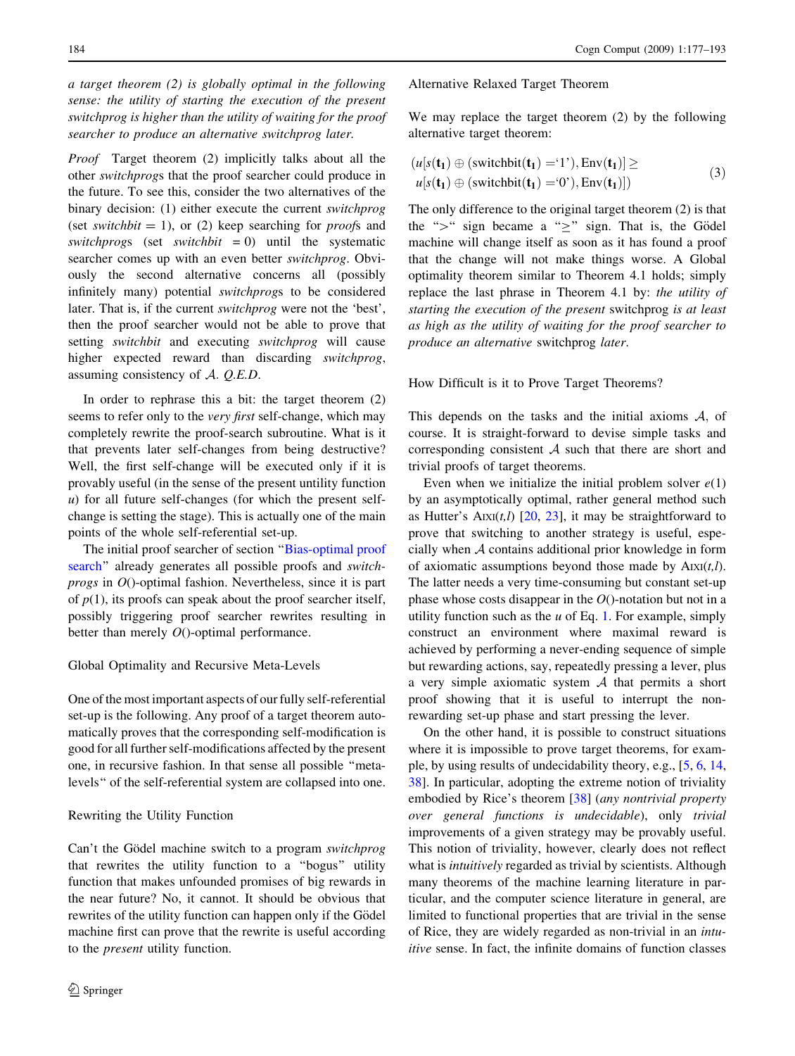*a target theorem (2) is globally optimal in the following sense: the utility of starting the execution of the present switchprog is higher than the utility of waiting for the proof searcher to produce an alternative switchprog later.*

*Proof* Target theorem (2) implicitly talks about all the other *switchprog*s that the proof searcher could produce in the future. To see this, consider the two alternatives of the binary decision: (1) either execute the current *switchprog* (set *switchbit* = 1), or (2) keep searching for *proof*s and *switchprog*s (set *switchbit* = 0) until the systematic searcher comes up with an even better *switchprog*. Obviously the second alternative concerns all (possibly infinitely many) potential *switchprog*s to be considered later. That is, if the current *switchprog* were not the 'best', then the proof searcher would not be able to prove that setting *switchbit* and executing *switchprog* will cause higher expected reward than discarding *switchprog*, assuming consistency of $\mathcal{A}$. *Q.E.D.*

In order to rephrase this a bit: the target theorem (2) seems to refer only to the *very first* self-change, which may completely rewrite the proof-search subroutine. What is it that prevents later self-changes from being destructive? Well, the first self-change will be executed only if it is provably useful (in the sense of the present untility function $u$) for all future self-changes (for which the present self-change is setting the stage). This is actually one of the main points of the whole self-referential set-up.

The initial proof searcher of section "Bias-optimal proof search" already generates all possible proofs and *switchprogs* in $O()$-optimal fashion. Nevertheless, since it is part of $p(1)$, its proofs can speak about the proof searcher itself, possibly triggering proof searcher rewrites resulting in better than merely $O()$-optimal performance.

## Global Optimality and Recursive Meta-Levels

One of the most important aspects of our fully self-referential set-up is the following. Any proof of a target theorem automatically proves that the corresponding self-modification is good for all further self-modifications affected by the present one, in recursive fashion. In that sense all possible "meta-levels" of the self-referential system are collapsed into one.

## Rewriting the Utility Function

Can't the Gödel machine switch to a program *switchprog* that rewrites the utility function to a "bogus" utility function that makes unfounded promises of big rewards in the near future? No, it cannot. It should be obvious that rewrites of the utility function can happen only if the Gödel machine first can prove that the rewrite is useful according to the *present* utility function.

## Alternative Relaxed Target Theorem

We may replace the target theorem (2) by the following alternative target theorem:

$$(u[s(\mathbf{t_1}) \oplus (\text{switchbit}(\mathbf{t_1}) = \text{`1'}), \text{Env}(\mathbf{t_1})] \geq u[s(\mathbf{t_1}) \oplus (\text{switchbit}(\mathbf{t_1}) = \text{`0'}), \text{Env}(\mathbf{t_1})]) \tag{3}$$

The only difference to the original target theorem (2) is that the "$>$" sign became a "$\geq$" sign. That is, the Gödel machine will change itself as soon as it has found a proof that the change will not make things worse. A Global optimality theorem similar to Theorem 4.1 holds; simply replace the last phrase in Theorem 4.1 by: *the utility of starting the execution of the present* switchprog *is at least as high as the utility of waiting for the proof searcher to produce an alternative* switchprog *later.*

## How Difficult is it to Prove Target Theorems?

This depends on the tasks and the initial axioms $\mathcal{A}$, of course. It is straight-forward to devise simple tasks and corresponding consistent $\mathcal{A}$ such that there are short and trivial proofs of target theorems.

Even when we initialize the initial problem solver $e(1)$ by an asymptotically optimal, rather general method such as Hutter's AIXI$(t,l)$ [20, 23], it may be straightforward to prove that switching to another strategy is useful, especially when $\mathcal{A}$ contains additional prior knowledge in form of axiomatic assumptions beyond those made by AIXI$(t,l)$. The latter needs a very time-consuming but constant set-up phase whose costs disappear in the $O()$-notation but not in a utility function such as the $u$ of Eq. 1. For example, simply construct an environment where maximal reward is achieved by performing a never-ending sequence of simple but rewarding actions, say, repeatedly pressing a lever, plus a very simple axiomatic system $\mathcal{A}$ that permits a short proof showing that it is useful to interrupt the non-rewarding set-up phase and start pressing the lever.

On the other hand, it is possible to construct situations where it is impossible to prove target theorems, for example, by using results of undecidability theory, e.g., [5, 6, 14, 38]. In particular, adopting the extreme notion of triviality embodied by Rice's theorem [38] (*any nontrivial property over general functions is undecidable*), only *trivial* improvements of a given strategy may be provably useful. This notion of triviality, however, clearly does not reflect what is *intuitively* regarded as trivial by scientists. Although many theorems of the machine learning literature in particular, and the computer science literature in general, are limited to functional properties that are trivial in the sense of Rice, they are widely regarded as non-trivial in an *intuitive* sense. In fact, the infinite domains of function classes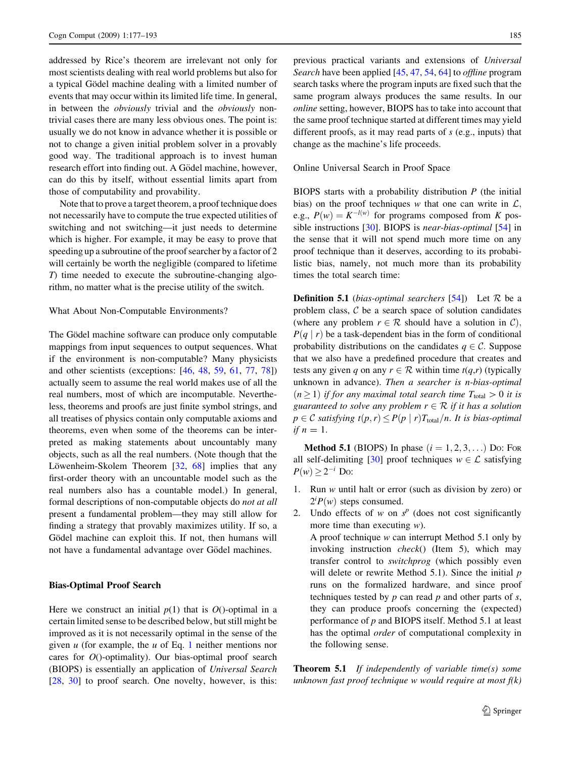addressed by Rice's theorem are irrelevant not only for most scientists dealing with real world problems but also for a typical Gödel machine dealing with a limited number of events that may occur within its limited life time. In general, in between the *obviously* trivial and the *obviously* non-trivial cases there are many less obvious ones. The point is: usually we do not know in advance whether it is possible or not to change a given initial problem solver in a provably good way. The traditional approach is to invest human research effort into finding out. A Gödel machine, however, can do this by itself, without essential limits apart from those of computability and provability.

Note that to prove a target theorem, a proof technique does not necessarily have to compute the true expected utilities of switching and not switching—it just needs to determine which is higher. For example, it may be easy to prove that speeding up a subroutine of the proof searcher by a factor of 2 will certainly be worth the negligible (compared to lifetime $T$) time needed to execute the subroutine-changing algorithm, no matter what is the precise utility of the switch.

### What About Non-Computable Environments?

The Gödel machine software can produce only computable mappings from input sequences to output sequences. What if the environment is non-computable? Many physicists and other scientists (exceptions: [46, 48, 59, 61, 77, 78]) actually seem to assume the real world makes use of all the real numbers, most of which are incomputable. Nevertheless, theorems and proofs are just finite symbol strings, and all treatises of physics contain only computable axioms and theorems, even when some of the theorems can be interpreted as making statements about uncountably many objects, such as all the real numbers. (Note though that the Löwenheim-Skolem Theorem [32, 68] implies that any first-order theory with an uncountable model such as the real numbers also has a countable model.) In general, formal descriptions of non-computable objects do *not at all* present a fundamental problem—they may still allow for finding a strategy that provably maximizes utility. If so, a Gödel machine can exploit this. If not, then humans will not have a fundamental advantage over Gödel machines.

## Bias-Optimal Proof Search

Here we construct an initial $p(1)$ that is $O()$-optimal in a certain limited sense to be described below, but still might be improved as it is not necessarily optimal in the sense of the given $u$ (for example, the $u$ of Eq. 1 neither mentions nor cares for $O()$-optimality). Our bias-optimal proof search (BIOPS) is essentially an application of *Universal Search* [28, 30] to proof search. One novelty, however, is this: previous practical variants and extensions of *Universal Search* have been applied [45, 47, 54, 64] to *offline* program search tasks where the program inputs are fixed such that the same program always produces the same results. In our *online* setting, however, BIOPS has to take into account that the same proof technique started at different times may yield different proofs, as it may read parts of $s$ (e.g., inputs) that change as the machine's life proceeds.

### Online Universal Search in Proof Space

BIOPS starts with a probability distribution $P$ (the initial bias) on the proof techniques $w$ that one can write in $\mathcal{L}$, e.g., $P(w) = K^{-l(w)}$ for programs composed from $K$ possible instructions [30]. BIOPS is *near-bias-optimal* [54] in the sense that it will not spend much more time on any proof technique than it deserves, according to its probabilistic bias, namely, not much more than its probability times the total search time:

**Definition 5.1** (*bias-optimal searchers* [54]) Let $\mathcal{R}$ be a problem class, $\mathcal{C}$ be a search space of solution candidates (where any problem $r \in \mathcal{R}$ should have a solution in $\mathcal{C}$), $P(q \mid r)$ be a task-dependent bias in the form of conditional probability distributions on the candidates $q \in \mathcal{C}$. Suppose that we also have a predefined procedure that creates and tests any given $q$ on any $r \in \mathcal{R}$ within time $t(q,r)$ (typically unknown in advance). *Then a searcher is n-bias-optimal* $(n \geq 1)$ *if for any maximal total search time* $T_{\text{total}} > 0$ *it is guaranteed to solve any problem* $r \in \mathcal{R}$ *if it has a solution* $p \in \mathcal{C}$ *satisfying* $t(p, r) \leq P(p \mid r) T_{\text{total}}/n$. *It is bias-optimal if* $n = 1$.

**Method 5.1** (BIOPS) In phase $(i = 1, 2, 3, \ldots)$ Do: For all self-delimiting [30] proof techniques $w \in \mathcal{L}$ satisfying $P(w) \geq 2^{-i}$ Do:

1. Run $w$ until halt or error (such as division by zero) or $2^i P(w)$ steps consumed.
2. Undo effects of $w$ on $s^p$ (does not cost significantly more time than executing $w$).
   A proof technique $w$ can interrupt Method 5.1 only by invoking instruction *check*() (Item 5), which may transfer control to *switchprog* (which possibly even will delete or rewrite Method 5.1). Since the initial $p$ runs on the formalized hardware, and since proof techniques tested by $p$ can read $p$ and other parts of $s$, they can produce proofs concerning the (expected) performance of $p$ and BIOPS itself. Method 5.1 at least has the optimal *order* of computational complexity in the following sense.

**Theorem 5.1** *If independently of variable time(s) some unknown fast proof technique w would require at most f(k)*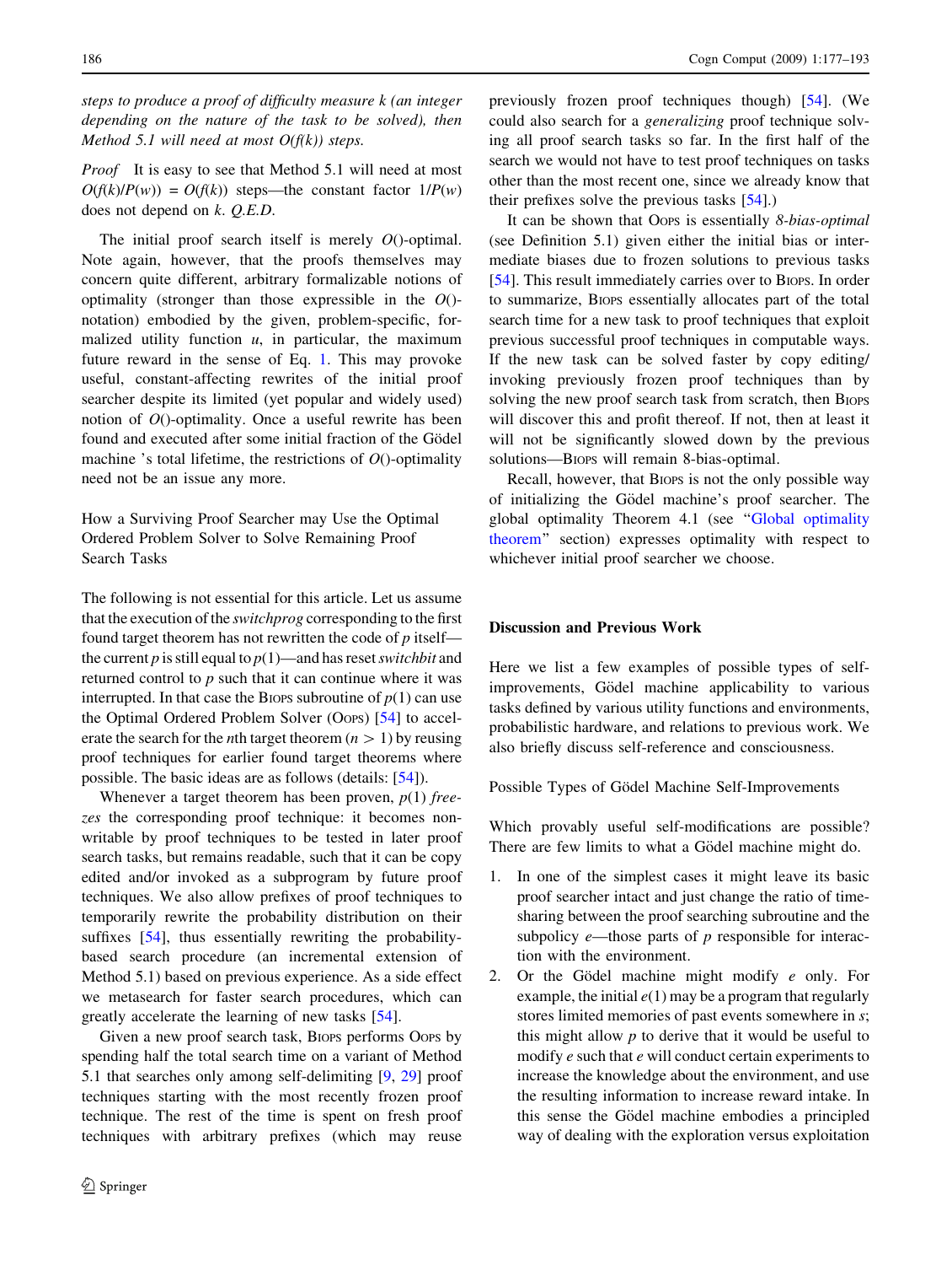*steps to produce a proof of difficulty measure k (an integer depending on the nature of the task to be solved), then Method 5.1 will need at most O(f(k)) steps.*

*Proof* It is easy to see that Method 5.1 will need at most $O(f(k)/P(w)) = O(f(k))$ steps—the constant factor $1/P(w)$ does not depend on $k$. *Q.E.D.*

The initial proof search itself is merely $O()$-optimal. Note again, however, that the proofs themselves may concern quite different, arbitrary formalizable notions of optimality (stronger than those expressible in the $O()$-notation) embodied by the given, problem-specific, formalized utility function $u$, in particular, the maximum future reward in the sense of Eq. 1. This may provoke useful, constant-affecting rewrites of the initial proof searcher despite its limited (yet popular and widely used) notion of $O()$-optimality. Once a useful rewrite has been found and executed after some initial fraction of the Gödel machine 's total lifetime, the restrictions of $O()$-optimality need not be an issue any more.

### How a Surviving Proof Searcher may Use the Optimal Ordered Problem Solver to Solve Remaining Proof Search Tasks

The following is not essential for this article. Let us assume that the execution of the *switchprog* corresponding to the first found target theorem has not rewritten the code of $p$ itself—the current $p$ is still equal to $p(1)$—and has reset *switchbit* and returned control to $p$ such that it can continue where it was interrupted. In that case the BIOPS subroutine of $p(1)$ can use the Optimal Ordered Problem Solver (OOPS) [54] to accelerate the search for the $n$th target theorem ($n > 1$) by reusing proof techniques for earlier found target theorems where possible. The basic ideas are as follows (details: [54]).

Whenever a target theorem has been proven, $p(1)$ *freezes* the corresponding proof technique: it becomes non-writable by proof techniques to be tested in later proof search tasks, but remains readable, such that it can be copy edited and/or invoked as a subprogram by future proof techniques. We also allow prefixes of proof techniques to temporarily rewrite the probability distribution on their suffixes [54], thus essentially rewriting the probability-based search procedure (an incremental extension of Method 5.1) based on previous experience. As a side effect we metasearch for faster search procedures, which can greatly accelerate the learning of new tasks [54].

Given a new proof search task, BIOPS performs OOPS by spending half the total search time on a variant of Method 5.1 that searches only among self-delimiting [9, 29] proof techniques starting with the most recently frozen proof technique. The rest of the time is spent on fresh proof techniques with arbitrary prefixes (which may reuse previously frozen proof techniques though) [54]. (We could also search for a *generalizing* proof technique solving all proof search tasks so far. In the first half of the search we would not have to test proof techniques on tasks other than the most recent one, since we already know that their prefixes solve the previous tasks [54].)

It can be shown that OOPS is essentially *8-bias-optimal* (see Definition 5.1) given either the initial bias or intermediate biases due to frozen solutions to previous tasks [54]. This result immediately carries over to BIOPS. In order to summarize, BIOPS essentially allocates part of the total search time for a new task to proof techniques that exploit previous successful proof techniques in computable ways. If the new task can be solved faster by copy editing/invoking previously frozen proof techniques than by solving the new proof search task from scratch, then BIOPS will discover this and profit thereof. If not, then at least it will not be significantly slowed down by the previous solutions—BIOPS will remain 8-bias-optimal.

Recall, however, that BIOPS is not the only possible way of initializing the Gödel machine's proof searcher. The global optimality Theorem 4.1 (see "Global optimality theorem" section) expresses optimality with respect to whichever initial proof searcher we choose.

## Discussion and Previous Work

Here we list a few examples of possible types of self-improvements, Gödel machine applicability to various tasks defined by various utility functions and environments, probabilistic hardware, and relations to previous work. We also briefly discuss self-reference and consciousness.

### Possible Types of Gödel Machine Self-Improvements

Which provably useful self-modifications are possible? There are few limits to what a Gödel machine might do.

1. In one of the simplest cases it might leave its basic proof searcher intact and just change the ratio of time-sharing between the proof searching subroutine and the subpolicy $e$—those parts of $p$ responsible for interaction with the environment.
2. Or the Gödel machine might modify $e$ only. For example, the initial $e(1)$ may be a program that regularly stores limited memories of past events somewhere in $s$; this might allow $p$ to derive that it would be useful to modify $e$ such that $e$ will conduct certain experiments to increase the knowledge about the environment, and use the resulting information to increase reward intake. In this sense the Gödel machine embodies a principled way of dealing with the exploration versus exploitation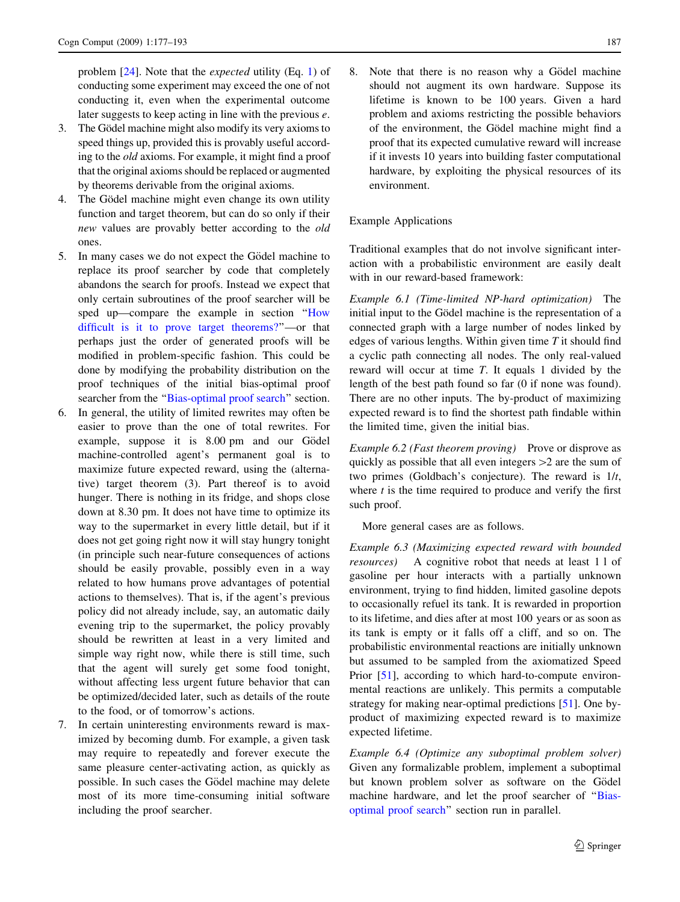problem [24]. Note that the *expected* utility (Eq. 1) of conducting some experiment may exceed the one of not conducting it, even when the experimental outcome later suggests to keep acting in line with the previous $e$.

3. The Gödel machine might also modify its very axioms to speed things up, provided this is provably useful according to the *old* axioms. For example, it might find a proof that the original axioms should be replaced or augmented by theorems derivable from the original axioms.
4. The Gödel machine might even change its own utility function and target theorem, but can do so only if their *new* values are provably better according to the *old* ones.
5. In many cases we do not expect the Gödel machine to replace its proof searcher by code that completely abandons the search for proofs. Instead we expect that only certain subroutines of the proof searcher will be sped up—compare the example in section "How difficult is it to prove target theorems?"—or that perhaps just the order of generated proofs will be modified in problem-specific fashion. This could be done by modifying the probability distribution on the proof techniques of the initial bias-optimal proof searcher from the "Bias-optimal proof search" section.
6. In general, the utility of limited rewrites may often be easier to prove than the one of total rewrites. For example, suppose it is 8.00 pm and our Gödel machine-controlled agent's permanent goal is to maximize future expected reward, using the (alternative) target theorem (3). Part thereof is to avoid hunger. There is nothing in its fridge, and shops close down at 8.30 pm. It does not have time to optimize its way to the supermarket in every little detail, but if it does not get going right now it will stay hungry tonight (in principle such near-future consequences of actions should be easily provable, possibly even in a way related to how humans prove advantages of potential actions to themselves). That is, if the agent's previous policy did not already include, say, an automatic daily evening trip to the supermarket, the policy provably should be rewritten at least in a very limited and simple way right now, while there is still time, such that the agent will surely get some food tonight, without affecting less urgent future behavior that can be optimized/decided later, such as details of the route to the food, or of tomorrow's actions.
7. In certain uninteresting environments reward is maximized by becoming dumb. For example, a given task may require to repeatedly and forever execute the same pleasure center-activating action, as quickly as possible. In such cases the Gödel machine may delete most of its more time-consuming initial software including the proof searcher.
8. Note that there is no reason why a Gödel machine should not augment its own hardware. Suppose its lifetime is known to be 100 years. Given a hard problem and axioms restricting the possible behaviors of the environment, the Gödel machine might find a proof that its expected cumulative reward will increase if it invests 10 years into building faster computational hardware, by exploiting the physical resources of its environment.

## Example Applications

Traditional examples that do not involve significant interaction with a probabilistic environment are easily dealt with in our reward-based framework:

*Example 6.1 (Time-limited NP-hard optimization)* The initial input to the Gödel machine is the representation of a connected graph with a large number of nodes linked by edges of various lengths. Within given time $T$ it should find a cyclic path connecting all nodes. The only real-valued reward will occur at time $T$. It equals 1 divided by the length of the best path found so far (0 if none was found). There are no other inputs. The by-product of maximizing expected reward is to find the shortest path findable within the limited time, given the initial bias.

*Example 6.2 (Fast theorem proving)* Prove or disprove as quickly as possible that all even integers >2 are the sum of two primes (Goldbach's conjecture). The reward is $1/t$, where $t$ is the time required to produce and verify the first such proof.

More general cases are as follows.

*Example 6.3 (Maximizing expected reward with bounded resources)* A cognitive robot that needs at least 1 l of gasoline per hour interacts with a partially unknown environment, trying to find hidden, limited gasoline depots to occasionally refuel its tank. It is rewarded in proportion to its lifetime, and dies after at most 100 years or as soon as its tank is empty or it falls off a cliff, and so on. The probabilistic environmental reactions are initially unknown but assumed to be sampled from the axiomatized Speed Prior [51], according to which hard-to-compute environmental reactions are unlikely. This permits a computable strategy for making near-optimal predictions [51]. One by-product of maximizing expected reward is to maximize expected lifetime.

*Example 6.4 (Optimize any suboptimal problem solver)* Given any formalizable problem, implement a suboptimal but known problem solver as software on the Gödel machine hardware, and let the proof searcher of "Bias-optimal proof search" section run in parallel.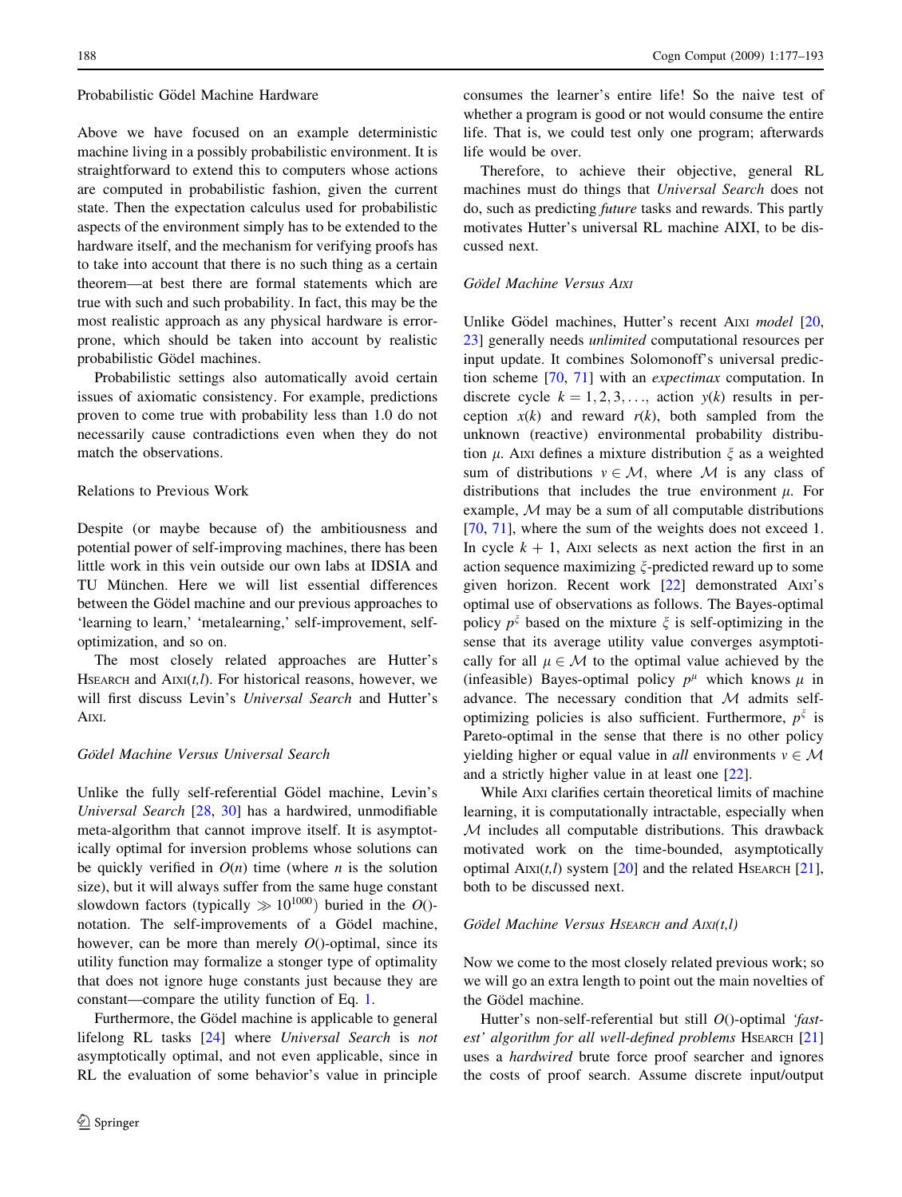### Probabilistic Gödel Machine Hardware

Above we have focused on an example deterministic machine living in a possibly probabilistic environment. It is straightforward to extend this to computers whose actions are computed in probabilistic fashion, given the current state. Then the expectation calculus used for probabilistic aspects of the environment simply has to be extended to the hardware itself, and the mechanism for verifying proofs has to take into account that there is no such thing as a certain theorem—at best there are formal statements which are true with such and such probability. In fact, this may be the most realistic approach as any physical hardware is error-prone, which should be taken into account by realistic probabilistic Gödel machines.

Probabilistic settings also automatically avoid certain issues of axiomatic consistency. For example, predictions proven to come true with probability less than 1.0 do not necessarily cause contradictions even when they do not match the observations.

### Relations to Previous Work

Despite (or maybe because of) the ambitiousness and potential power of self-improving machines, there has been little work in this vein outside our own labs at IDSIA and TU München. Here we will list essential differences between the Gödel machine and our previous approaches to 'learning to learn,' 'metalearning,' self-improvement, self-optimization, and so on.

The most closely related approaches are Hutter's HSEARCH and AIXI(*t*,*l*). For historical reasons, however, we will first discuss Levin's *Universal Search* and Hutter's AIXI.

#### *Gödel Machine Versus Universal Search*

Unlike the fully self-referential Gödel machine, Levin's *Universal Search* [28, 30] has a hardwired, unmodifiable meta-algorithm that cannot improve itself. It is asymptotically optimal for inversion problems whose solutions can be quickly verified in $O(n)$ time (where $n$ is the solution size), but it will always suffer from the same huge constant slowdown factors (typically $\gg 10^{1000}$) buried in the $O()$-notation. The self-improvements of a Gödel machine, however, can be more than merely $O()$-optimal, since its utility function may formalize a stonger type of optimality that does not ignore huge constants just because they are constant—compare the utility function of Eq. 1.

Furthermore, the Gödel machine is applicable to general lifelong RL tasks [24] where *Universal Search* is *not* asymptotically optimal, and not even applicable, since in RL the evaluation of some behavior's value in principle consumes the learner's entire life! So the naive test of whether a program is good or not would consume the entire life. That is, we could test only one program; afterwards life would be over.

Therefore, to achieve their objective, general RL machines must do things that *Universal Search* does not do, such as predicting *future* tasks and rewards. This partly motivates Hutter's universal RL machine AIXI, to be discussed next.

#### *Gödel Machine Versus AIXI*

Unlike Gödel machines, Hutter's recent AIXI *model* [20, 23] generally needs *unlimited* computational resources per input update. It combines Solomonoff's universal prediction scheme [70, 71] with an *expectimax* computation. In discrete cycle $k = 1, 2, 3, \ldots$, action $y(k)$ results in perception $x(k)$ and reward $r(k)$, both sampled from the unknown (reactive) environmental probability distribution $\mu$. AIXI defines a mixture distribution $\xi$ as a weighted sum of distributions $\nu \in \mathcal{M}$, where $\mathcal{M}$ is any class of distributions that includes the true environment $\mu$. For example, $\mathcal{M}$ may be a sum of all computable distributions [70, 71], where the sum of the weights does not exceed 1. In cycle $k + 1$, AIXI selects as next action the first in an action sequence maximizing $\xi$-predicted reward up to some given horizon. Recent work [22] demonstrated AIXI's optimal use of observations as follows. The Bayes-optimal policy $p^{\xi}$ based on the mixture $\xi$ is self-optimizing in the sense that its average utility value converges asymptotically for all $\mu \in \mathcal{M}$ to the optimal value achieved by the (infeasible) Bayes-optimal policy $p^{\mu}$ which knows $\mu$ in advance. The necessary condition that $\mathcal{M}$ admits self-optimizing policies is also sufficient. Furthermore, $p^{\xi}$ is Pareto-optimal in the sense that there is no other policy yielding higher or equal value in *all* environments $\nu \in \mathcal{M}$ and a strictly higher value in at least one [22].

While AIXI clarifies certain theoretical limits of machine learning, it is computationally intractable, especially when $\mathcal{M}$ includes all computable distributions. This drawback motivated work on the time-bounded, asymptotically optimal AIXI(*t*,*l*) system [20] and the related HSEARCH [21], both to be discussed next.

#### *Gödel Machine Versus HSEARCH and AIXI(t,l)*

Now we come to the most closely related previous work; so we will go an extra length to point out the main novelties of the Gödel machine.

Hutter's non-self-referential but still $O()$-optimal *'fastest' algorithm for all well-defined problems* HSEARCH [21] uses a *hardwired* brute force proof searcher and ignores the costs of proof search. Assume discrete input/output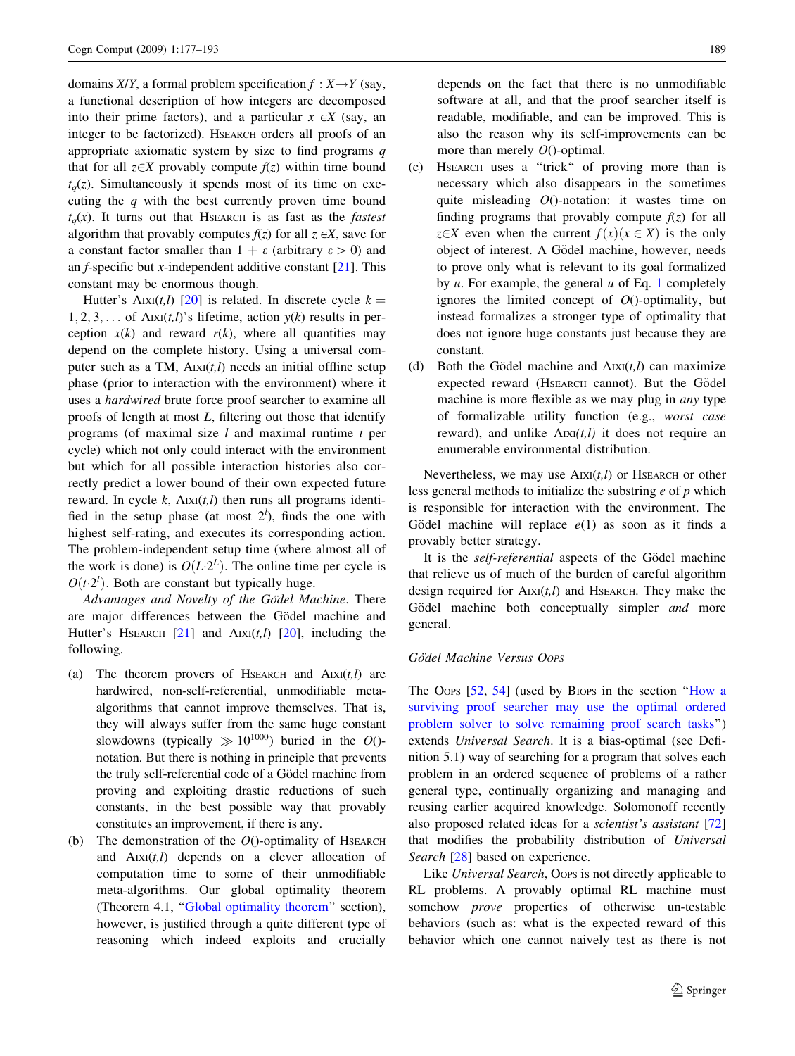domains $X/Y$, a formal problem specification $f: X \rightarrow Y$ (say, a functional description of how integers are decomposed into their prime factors), and a particular $x \in X$ (say, an integer to be factorized). HSEARCH orders all proofs of an appropriate axiomatic system by size to find programs $q$ that for all $z \in X$ provably compute $f(z)$ within time bound $t_q(z)$. Simultaneously it spends most of its time on executing the $q$ with the best currently proven time bound $t_q(x)$. It turns out that HSEARCH is as fast as the *fastest* algorithm that provably computes $f(z)$ for all $z \in X$, save for a constant factor smaller than $1 + \varepsilon$ (arbitrary $\varepsilon > 0$) and an $f$-specific but $x$-independent additive constant [21]. This constant may be enormous though.

Hutter's AIXI($t,l$) [20] is related. In discrete cycle $k = 1, 2, 3, \ldots$ of AIXI($t,l$)'s lifetime, action $y(k)$ results in perception $x(k)$ and reward $r(k)$, where all quantities may depend on the complete history. Using a universal computer such as a TM, AIXI($t,l$) needs an initial offline setup phase (prior to interaction with the environment) where it uses a *hardwired* brute force proof searcher to examine all proofs of length at most $L$, filtering out those that identify programs (of maximal size $l$ and maximal runtime $t$ per cycle) which not only could interact with the environment but which for all possible interaction histories also correctly predict a lower bound of their own expected future reward. In cycle $k$, AIXI($t,l$) then runs all programs identified in the setup phase (at most $2^l$), finds the one with highest self-rating, and executes its corresponding action. The problem-independent setup time (where almost all of the work is done) is $O(L \cdot 2^L)$. The online time per cycle is $O(t \cdot 2^l)$. Both are constant but typically huge.

*Advantages and Novelty of the Gödel Machine.* There are major differences between the Gödel machine and Hutter's HSEARCH [21] and AIXI($t,l$) [20], including the following.

(a) The theorem provers of HSEARCH and AIXI($t,l$) are hardwired, non-self-referential, unmodifiable meta-algorithms that cannot improve themselves. That is, they will always suffer from the same huge constant slowdowns (typically $\gg 10^{1000}$) buried in the $O()$-notation. But there is nothing in principle that prevents the truly self-referential code of a Gödel machine from proving and exploiting drastic reductions of such constants, in the best possible way that provably constitutes an improvement, if there is any.

(b) The demonstration of the $O()$-optimality of HSEARCH and AIXI($t,l$) depends on a clever allocation of computation time to some of their unmodifiable meta-algorithms. Our global optimality theorem (Theorem 4.1, "Global optimality theorem" section), however, is justified through a quite different type of reasoning which indeed exploits and crucially depends on the fact that there is no unmodifiable software at all, and that the proof searcher itself is readable, modifiable, and can be improved. This is also the reason why its self-improvements can be more than merely $O()$-optimal.

(c) HSEARCH uses a "trick" of proving more than is necessary which also disappears in the sometimes quite misleading $O()$-notation: it wastes time on finding programs that provably compute $f(z)$ for all $z \in X$ even when the current $f(x) (x \in X)$ is the only object of interest. A Gödel machine, however, needs to prove only what is relevant to its goal formalized by $u$. For example, the general $u$ of Eq. 1 completely ignores the limited concept of $O()$-optimality, but instead formalizes a stronger type of optimality that does not ignore huge constants just because they are constant.

(d) Both the Gödel machine and AIXI($t,l$) can maximize expected reward (HSEARCH cannot). But the Gödel machine is more flexible as we may plug in *any* type of formalizable utility function (e.g., *worst case* reward), and unlike AIXI($t,l$) it does not require an enumerable environmental distribution.

Nevertheless, we may use AIXI($t,l$) or HSEARCH or other less general methods to initialize the substring $e$ of $p$ which is responsible for interaction with the environment. The Gödel machine will replace $e(1)$ as soon as it finds a provably better strategy.

It is the *self-referential* aspects of the Gödel machine that relieve us of much of the burden of careful algorithm design required for AIXI($t,l$) and HSEARCH. They make the Gödel machine both conceptually simpler *and* more general.

### *Gödel Machine Versus OOPS*

The OOPS [52, 54] (used by BIOPS in the section "How a surviving proof searcher may use the optimal ordered problem solver to solve remaining proof search tasks") extends *Universal Search*. It is a bias-optimal (see Definition 5.1) way of searching for a program that solves each problem in an ordered sequence of problems of a rather general type, continually organizing and managing and reusing earlier acquired knowledge. Solomonoff recently also proposed related ideas for a *scientist's assistant* [72] that modifies the probability distribution of *Universal Search* [28] based on experience.

Like *Universal Search*, OOPS is not directly applicable to RL problems. A provably optimal RL machine must somehow *prove* properties of otherwise un-testable behaviors (such as: what is the expected reward of this behavior which one cannot naively test as there is not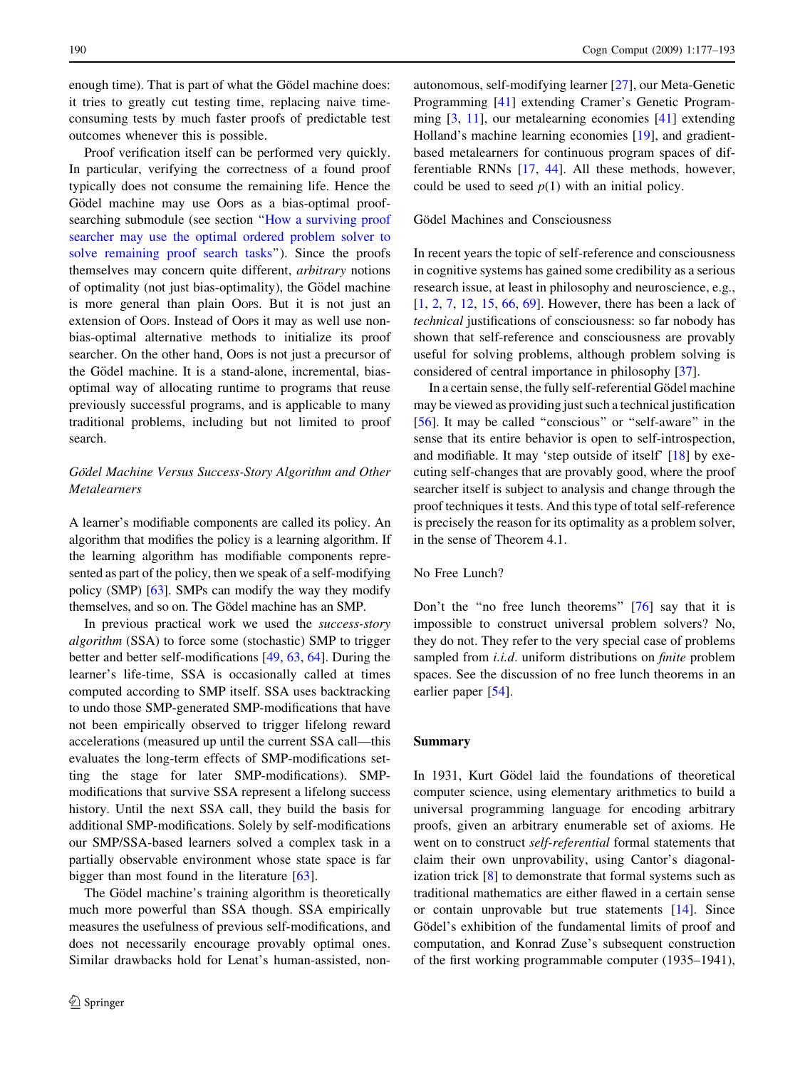enough time). That is part of what the Gödel machine does: it tries to greatly cut testing time, replacing naive time-consuming tests by much faster proofs of predictable test outcomes whenever this is possible.

Proof verification itself can be performed very quickly. In particular, verifying the correctness of a found proof typically does not consume the remaining life. Hence the Gödel machine may use OOPS as a bias-optimal proof-searching submodule (see section "How a surviving proof searcher may use the optimal ordered problem solver to solve remaining proof search tasks"). Since the proofs themselves may concern quite different, *arbitrary* notions of optimality (not just bias-optimality), the Gödel machine is more general than plain OOPS. But it is not just an extension of OOPS. Instead of OOPS it may as well use non-bias-optimal alternative methods to initialize its proof searcher. On the other hand, OOPS is not just a precursor of the Gödel machine. It is a stand-alone, incremental, bias-optimal way of allocating runtime to programs that reuse previously successful programs, and is applicable to many traditional problems, including but not limited to proof search.

### *Gödel Machine Versus Success-Story Algorithm and Other Metalearners*

A learner's modifiable components are called its policy. An algorithm that modifies the policy is a learning algorithm. If the learning algorithm has modifiable components represented as part of the policy, then we speak of a self-modifying policy (SMP) [63]. SMPs can modify the way they modify themselves, and so on. The Gödel machine has an SMP.

In previous practical work we used the *success-story algorithm* (SSA) to force some (stochastic) SMP to trigger better and better self-modifications [49, 63, 64]. During the learner's life-time, SSA is occasionally called at times computed according to SMP itself. SSA uses backtracking to undo those SMP-generated SMP-modifications that have not been empirically observed to trigger lifelong reward accelerations (measured up until the current SSA call—this evaluates the long-term effects of SMP-modifications setting the stage for later SMP-modifications). SMP-modifications that survive SSA represent a lifelong success history. Until the next SSA call, they build the basis for additional SMP-modifications. Solely by self-modifications our SMP/SSA-based learners solved a complex task in a partially observable environment whose state space is far bigger than most found in the literature [63].

The Gödel machine's training algorithm is theoretically much more powerful than SSA though. SSA empirically measures the usefulness of previous self-modifications, and does not necessarily encourage provably optimal ones. Similar drawbacks hold for Lenat's human-assisted, non-autonomous, self-modifying learner [27], our Meta-Genetic Programming [41] extending Cramer's Genetic Programming [3, 11], our metalearning economies [41] extending Holland's machine learning economies [19], and gradient-based metalearners for continuous program spaces of differentiable RNNs [17, 44]. All these methods, however, could be used to seed $p(1)$ with an initial policy.

### Gödel Machines and Consciousness

In recent years the topic of self-reference and consciousness in cognitive systems has gained some credibility as a serious research issue, at least in philosophy and neuroscience, e.g., [1, 2, 7, 12, 15, 66, 69]. However, there has been a lack of *technical* justifications of consciousness: so far nobody has shown that self-reference and consciousness are provably useful for solving problems, although problem solving is considered of central importance in philosophy [37].

In a certain sense, the fully self-referential Gödel machine may be viewed as providing just such a technical justification [56]. It may be called "conscious" or "self-aware" in the sense that its entire behavior is open to self-introspection, and modifiable. It may 'step outside of itself' [18] by executing self-changes that are provably good, where the proof searcher itself is subject to analysis and change through the proof techniques it tests. And this type of total self-reference is precisely the reason for its optimality as a problem solver, in the sense of Theorem 4.1.

### No Free Lunch?

Don't the "no free lunch theorems" [76] say that it is impossible to construct universal problem solvers? No, they do not. They refer to the very special case of problems sampled from *i.i.d.* uniform distributions on *finite* problem spaces. See the discussion of no free lunch theorems in an earlier paper [54].

## Summary

In 1931, Kurt Gödel laid the foundations of theoretical computer science, using elementary arithmetics to build a universal programming language for encoding arbitrary proofs, given an arbitrary enumerable set of axioms. He went on to construct *self-referential* formal statements that claim their own unprovability, using Cantor's diagonalization trick [8] to demonstrate that formal systems such as traditional mathematics are either flawed in a certain sense or contain unprovable but true statements [14]. Since Gödel's exhibition of the fundamental limits of proof and computation, and Konrad Zuse's subsequent construction of the first working programmable computer (1935–1941),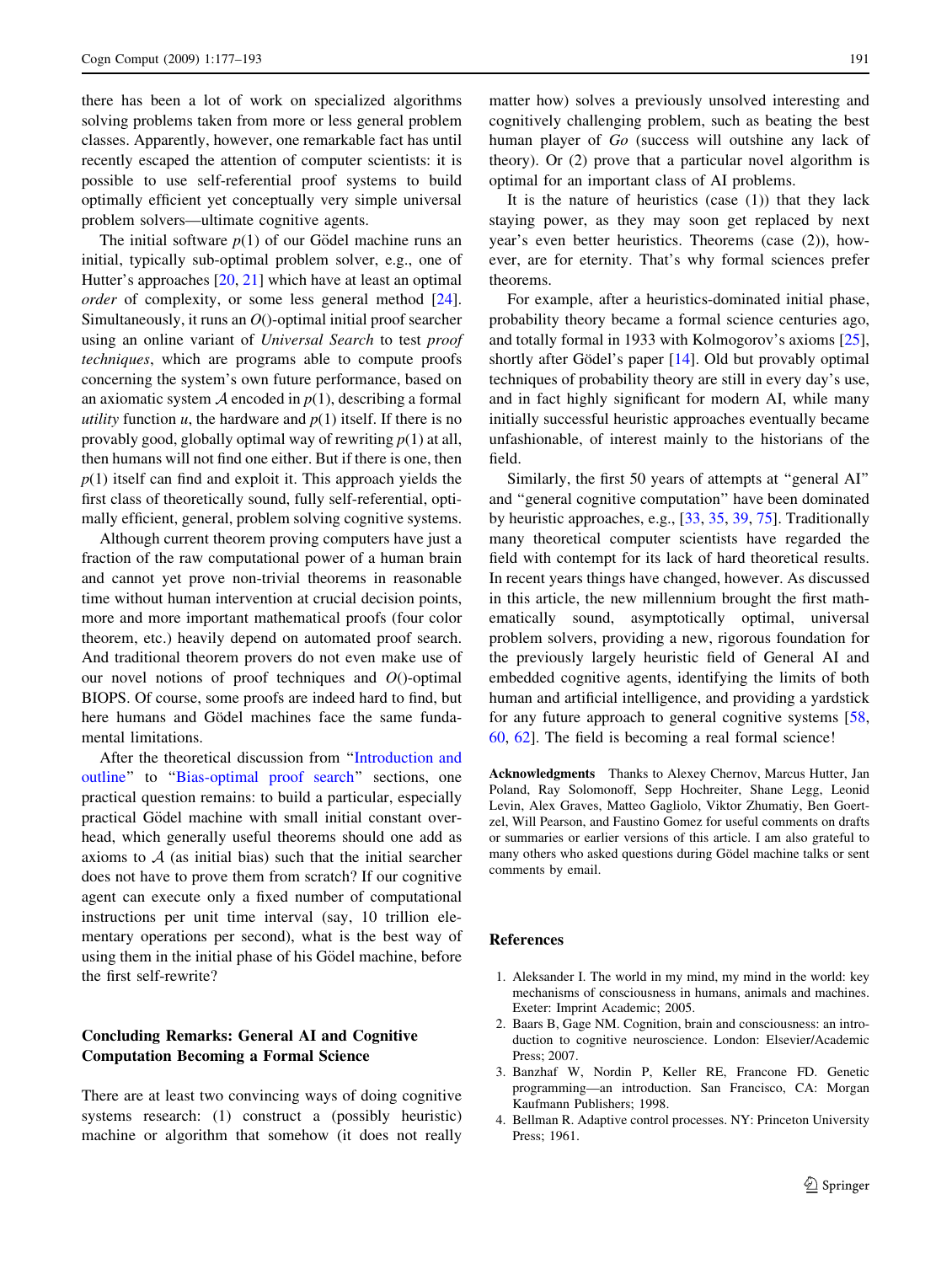there has been a lot of work on specialized algorithms solving problems taken from more or less general problem classes. Apparently, however, one remarkable fact has until recently escaped the attention of computer scientists: it is possible to use self-referential proof systems to build optimally efficient yet conceptually very simple universal problem solvers—ultimate cognitive agents.

The initial software $p(1)$ of our Gödel machine runs an initial, typically sub-optimal problem solver, e.g., one of Hutter's approaches [20, 21] which have at least an optimal *order* of complexity, or some less general method [24]. Simultaneously, it runs an $O()$-optimal initial proof searcher using an online variant of *Universal Search* to test *proof techniques*, which are programs able to compute proofs concerning the system's own future performance, based on an axiomatic system $\mathcal{A}$ encoded in $p(1)$, describing a formal *utility* function $u$, the hardware and $p(1)$ itself. If there is no provably good, globally optimal way of rewriting $p(1)$ at all, then humans will not find one either. But if there is one, then $p(1)$ itself can find and exploit it. This approach yields the first class of theoretically sound, fully self-referential, optimally efficient, general, problem solving cognitive systems.

Although current theorem proving computers have just a fraction of the raw computational power of a human brain and cannot yet prove non-trivial theorems in reasonable time without human intervention at crucial decision points, more and more important mathematical proofs (four color theorem, etc.) heavily depend on automated proof search. And traditional theorem provers do not even make use of our novel notions of proof techniques and $O()$-optimal BIOPS. Of course, some proofs are indeed hard to find, but here humans and Gödel machines face the same fundamental limitations.

After the theoretical discussion from "Introduction and outline" to "Bias-optimal proof search" sections, one practical question remains: to build a particular, especially practical Gödel machine with small initial constant overhead, which generally useful theorems should one add as axioms to $\mathcal{A}$ (as initial bias) such that the initial searcher does not have to prove them from scratch? If our cognitive agent can execute only a fixed number of computational instructions per unit time interval (say, 10 trillion elementary operations per second), what is the best way of using them in the initial phase of his Gödel machine, before the first self-rewrite?

## Concluding Remarks: General AI and Cognitive Computation Becoming a Formal Science

There are at least two convincing ways of doing cognitive systems research: (1) construct a (possibly heuristic) machine or algorithm that somehow (it does not really matter how) solves a previously unsolved interesting and cognitively challenging problem, such as beating the best human player of *Go* (success will outshine any lack of theory). Or (2) prove that a particular novel algorithm is optimal for an important class of AI problems.

It is the nature of heuristics (case (1)) that they lack staying power, as they may soon get replaced by next year's even better heuristics. Theorems (case (2)), however, are for eternity. That's why formal sciences prefer theorems.

For example, after a heuristics-dominated initial phase, probability theory became a formal science centuries ago, and totally formal in 1933 with Kolmogorov's axioms [25], shortly after Gödel's paper [14]. Old but provably optimal techniques of probability theory are still in every day's use, and in fact highly significant for modern AI, while many initially successful heuristic approaches eventually became unfashionable, of interest mainly to the historians of the field.

Similarly, the first 50 years of attempts at "general AI" and "general cognitive computation" have been dominated by heuristic approaches, e.g., [33, 35, 39, 75]. Traditionally many theoretical computer scientists have regarded the field with contempt for its lack of hard theoretical results. In recent years things have changed, however. As discussed in this article, the new millennium brought the first mathematically sound, asymptotically optimal, universal problem solvers, providing a new, rigorous foundation for the previously largely heuristic field of General AI and embedded cognitive agents, identifying the limits of both human and artificial intelligence, and providing a yardstick for any future approach to general cognitive systems [58, 60, 62]. The field is becoming a real formal science!

**Acknowledgments** Thanks to Alexey Chernov, Marcus Hutter, Jan Poland, Ray Solomonoff, Sepp Hochreiter, Shane Legg, Leonid Levin, Alex Graves, Matteo Gagliolo, Viktor Zhumatiy, Ben Goertzel, Will Pearson, and Faustino Gomez for useful comments on drafts or summaries or earlier versions of this article. I am also grateful to many others who asked questions during Gödel machine talks or sent comments by email.

## References

1. Aleksander I. The world in my mind, my mind in the world: key mechanisms of consciousness in humans, animals and machines. Exeter: Imprint Academic; 2005.
2. Baars B, Gage NM. Cognition, brain and consciousness: an introduction to cognitive neuroscience. London: Elsevier/Academic Press; 2007.
3. Banzhaf W, Nordin P, Keller RE, Francone FD. Genetic programming—an introduction. San Francisco, CA: Morgan Kaufmann Publishers; 1998.
4. Bellman R. Adaptive control processes. NY: Princeton University Press; 1961.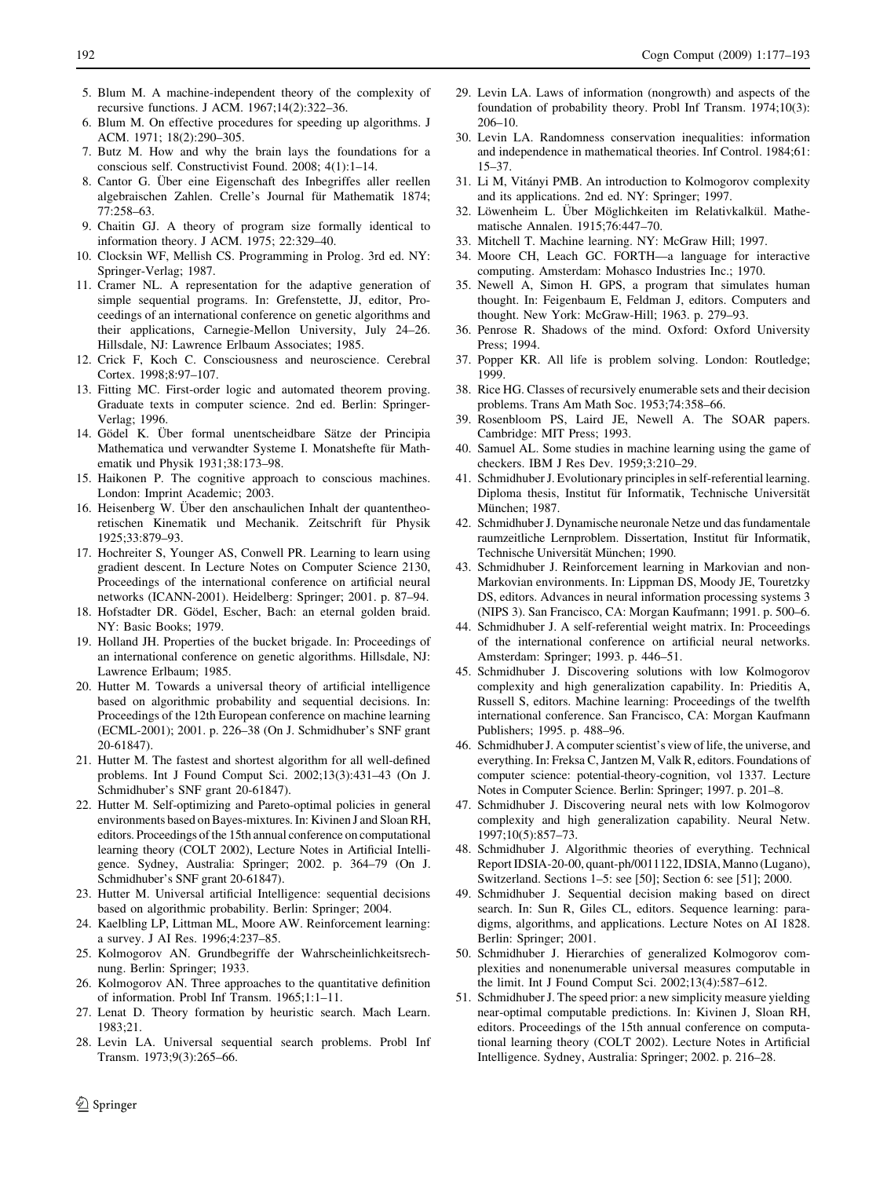5. Blum M. A machine-independent theory of the complexity of recursive functions. J ACM. 1967;14(2):322–36.
6. Blum M. On effective procedures for speeding up algorithms. J ACM. 1971; 18(2):290–305.
7. Butz M. How and why the brain lays the foundations for a conscious self. Constructivist Found. 2008; 4(1):1–14.
8. Cantor G. Über eine Eigenschaft des Inbegriffes aller reellen algebraischen Zahlen. Crelle's Journal für Mathematik 1874; 77:258–63.
9. Chaitin GJ. A theory of program size formally identical to information theory. J ACM. 1975; 22:329–40.
10. Clocksin WF, Mellish CS. Programming in Prolog. 3rd ed. NY: Springer-Verlag; 1987.
11. Cramer NL. A representation for the adaptive generation of simple sequential programs. In: Grefenstette, JJ, editor, Proceedings of an international conference on genetic algorithms and their applications, Carnegie-Mellon University, July 24–26. Hillsdale, NJ: Lawrence Erlbaum Associates; 1985.
12. Crick F, Koch C. Consciousness and neuroscience. Cerebral Cortex. 1998;8:97–107.
13. Fitting MC. First-order logic and automated theorem proving. Graduate texts in computer science. 2nd ed. Berlin: Springer-Verlag; 1996.
14. Gödel K. Über formal unentscheidbare Sätze der Principia Mathematica und verwandter Systeme I. Monatshefte für Mathematik und Physik 1931;38:173–98.
15. Haikonen P. The cognitive approach to conscious machines. London: Imprint Academic; 2003.
16. Heisenberg W. Über den anschaulichen Inhalt der quantentheoretischen Kinematik und Mechanik. Zeitschrift für Physik 1925;33:879–93.
17. Hochreiter S, Younger AS, Conwell PR. Learning to learn using gradient descent. In Lecture Notes on Computer Science 2130, Proceedings of the international conference on artificial neural networks (ICANN-2001). Heidelberg: Springer; 2001. p. 87–94.
18. Hofstadter DR. Gödel, Escher, Bach: an eternal golden braid. NY: Basic Books; 1979.
19. Holland JH. Properties of the bucket brigade. In: Proceedings of an international conference on genetic algorithms. Hillsdale, NJ: Lawrence Erlbaum; 1985.
20. Hutter M. Towards a universal theory of artificial intelligence based on algorithmic probability and sequential decisions. In: Proceedings of the 12th European conference on machine learning (ECML-2001); 2001. p. 226–38 (On J. Schmidhuber's SNF grant 20-61847).
21. Hutter M. The fastest and shortest algorithm for all well-defined problems. Int J Found Comput Sci. 2002;13(3):431–43 (On J. Schmidhuber's SNF grant 20-61847).
22. Hutter M. Self-optimizing and Pareto-optimal policies in general environments based on Bayes-mixtures. In: Kivinen J and Sloan RH, editors. Proceedings of the 15th annual conference on computational learning theory (COLT 2002), Lecture Notes in Artificial Intelligence. Sydney, Australia: Springer; 2002. p. 364–79 (On J. Schmidhuber's SNF grant 20-61847).
23. Hutter M. Universal artificial Intelligence: sequential decisions based on algorithmic probability. Berlin: Springer; 2004.
24. Kaelbling LP, Littman ML, Moore AW. Reinforcement learning: a survey. J AI Res. 1996;4:237–85.
25. Kolmogorov AN. Grundbegriffe der Wahrscheinlichkeitsrechnung. Berlin: Springer; 1933.
26. Kolmogorov AN. Three approaches to the quantitative definition of information. Probl Inf Transm. 1965;1:1–11.
27. Lenat D. Theory formation by heuristic search. Mach Learn. 1983;21.
28. Levin LA. Universal sequential search problems. Probl Inf Transm. 1973;9(3):265–66.
29. Levin LA. Laws of information (nongrowth) and aspects of the foundation of probability theory. Probl Inf Transm. 1974;10(3): 206–10.
30. Levin LA. Randomness conservation inequalities: information and independence in mathematical theories. Inf Control. 1984;61: 15–37.
31. Li M, Vitányi PMB. An introduction to Kolmogorov complexity and its applications. 2nd ed. NY: Springer; 1997.
32. Löwenheim L. Über Möglichkeiten im Relativkalkül. Mathematische Annalen. 1915;76:447–70.
33. Mitchell T. Machine learning. NY: McGraw Hill; 1997.
34. Moore CH, Leach GC. FORTH—a language for interactive computing. Amsterdam: Mohasco Industries Inc.; 1970.
35. Newell A, Simon H. GPS, a program that simulates human thought. In: Feigenbaum E, Feldman J, editors. Computers and thought. New York: McGraw-Hill; 1963. p. 279–93.
36. Penrose R. Shadows of the mind. Oxford: Oxford University Press; 1994.
37. Popper KR. All life is problem solving. London: Routledge; 1999.
38. Rice HG. Classes of recursively enumerable sets and their decision problems. Trans Am Math Soc. 1953;74:358–66.
39. Rosenbloom PS, Laird JE, Newell A. The SOAR papers. Cambridge: MIT Press; 1993.
40. Samuel AL. Some studies in machine learning using the game of checkers. IBM J Res Dev. 1959;3:210–29.
41. Schmidhuber J. Evolutionary principles in self-referential learning. Diploma thesis, Institut für Informatik, Technische Universität München; 1987.
42. Schmidhuber J. Dynamische neuronale Netze und das fundamentale raumzeitliche Lernproblem. Dissertation, Institut für Informatik, Technische Universität München; 1990.
43. Schmidhuber J. Reinforcement learning in Markovian and non-Markovian environments. In: Lippman DS, Moody JE, Touretzky DS, editors. Advances in neural information processing systems 3 (NIPS 3). San Francisco, CA: Morgan Kaufmann; 1991. p. 500–6.
44. Schmidhuber J. A self-referential weight matrix. In: Proceedings of the international conference on artificial neural networks. Amsterdam: Springer; 1993. p. 446–51.
45. Schmidhuber J. Discovering solutions with low Kolmogorov complexity and high generalization capability. In: Prieditis A, Russell S, editors. Machine learning: Proceedings of the twelfth international conference. San Francisco, CA: Morgan Kaufmann Publishers; 1995. p. 488–96.
46. Schmidhuber J. A computer scientist's view of life, the universe, and everything. In: Freksa C, Jantzen M, Valk R, editors. Foundations of computer science: potential-theory-cognition, vol 1337. Lecture Notes in Computer Science. Berlin: Springer; 1997. p. 201–8.
47. Schmidhuber J. Discovering neural nets with low Kolmogorov complexity and high generalization capability. Neural Netw. 1997;10(5):857–73.
48. Schmidhuber J. Algorithmic theories of everything. Technical Report IDSIA-20-00, quant-ph/0011122, IDSIA, Manno (Lugano), Switzerland. Sections 1–5: see [50]; Section 6: see [51]; 2000.
49. Schmidhuber J. Sequential decision making based on direct search. In: Sun R, Giles CL, editors. Sequence learning: paradigms, algorithms, and applications. Lecture Notes on AI 1828. Berlin: Springer; 2001.
50. Schmidhuber J. Hierarchies of generalized Kolmogorov complexities and nonenumerable universal measures computable in the limit. Int J Found Comput Sci. 2002;13(4):587–612.
51. Schmidhuber J. The speed prior: a new simplicity measure yielding near-optimal computable predictions. In: Kivinen J, Sloan RH, editors. Proceedings of the 15th annual conference on computational learning theory (COLT 2002). Lecture Notes in Artificial Intelligence. Sydney, Australia: Springer; 2002. p. 216–28.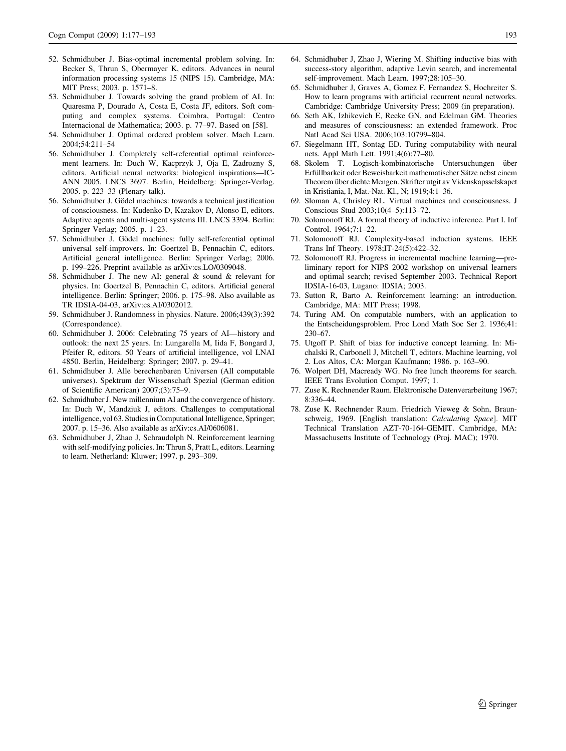52. Schmidhuber J. Bias-optimal incremental problem solving. In: Becker S, Thrun S, Obermayer K, editors. Advances in neural information processing systems 15 (NIPS 15). Cambridge, MA: MIT Press; 2003. p. 1571–8.
53. Schmidhuber J. Towards solving the grand problem of AI. In: Quaresma P, Dourado A, Costa E, Costa JF, editors. Soft computing and complex systems. Coimbra, Portugal: Centro Internacional de Mathematica; 2003. p. 77–97. Based on [58].
54. Schmidhuber J. Optimal ordered problem solver. Mach Learn. 2004;54:211–54
56. Schmidhuber J. Completely self-referential optimal reinforcement learners. In: Duch W, Kacprzyk J, Oja E, Zadrozny S, editors. Artificial neural networks: biological inspirations—ICANN 2005. LNCS 3697. Berlin, Heidelberg: Springer-Verlag. 2005. p. 223–33 (Plenary talk).
56. Schmidhuber J. Gödel machines: towards a technical justification of consciousness. In: Kudenko D, Kazakov D, Alonso E, editors. Adaptive agents and multi-agent systems III. LNCS 3394. Berlin: Springer Verlag; 2005. p. 1–23.
57. Schmidhuber J. Gödel machines: fully self-referential optimal universal self-improvers. In: Goertzel B, Pennachin C, editors. Artificial general intelligence. Berlin: Springer Verlag; 2006. p. 199–226. Preprint available as arXiv:cs.LO/0309048.
58. Schmidhuber J. The new AI: general & sound & relevant for physics. In: Goertzel B, Pennachin C, editors. Artificial general intelligence. Berlin: Springer; 2006. p. 175–98. Also available as TR IDSIA-04-03, arXiv:cs.AI/0302012.
59. Schmidhuber J. Randomness in physics. Nature. 2006;439(3):392 (Correspondence).
60. Schmidhuber J. 2006: Celebrating 75 years of AI—history and outlook: the next 25 years. In: Lungarella M, Iida F, Bongard J, Pfeifer R, editors. 50 Years of artificial intelligence, vol LNAI 4850. Berlin, Heidelberg: Springer; 2007. p. 29–41.
61. Schmidhuber J. Alle berechenbaren Universen (All computable universes). Spektrum der Wissenschaft Spezial (German edition of Scientific American) 2007;(3):75–9.
62. Schmidhuber J. New millennium AI and the convergence of history. In: Duch W, Mandziuk J, editors. Challenges to computational intelligence, vol 63. Studies in Computational Intelligence, Springer; 2007. p. 15–36. Also available as arXiv:cs.AI/0606081.
63. Schmidhuber J, Zhao J, Schraudolph N. Reinforcement learning with self-modifying policies. In: Thrun S, Pratt L, editors. Learning to learn. Netherland: Kluwer; 1997. p. 293–309.
64. Schmidhuber J, Zhao J, Wiering M. Shifting inductive bias with success-story algorithm, adaptive Levin search, and incremental self-improvement. Mach Learn. 1997;28:105–30.
65. Schmidhuber J, Graves A, Gomez F, Fernandez S, Hochreiter S. How to learn programs with artificial recurrent neural networks. Cambridge: Cambridge University Press; 2009 (in preparation).
66. Seth AK, Izhikevich E, Reeke GN, and Edelman GM. Theories and measures of consciousness: an extended framework. Proc Natl Acad Sci USA. 2006;103:10799–804.
67. Siegelmann HT, Sontag ED. Turing computability with neural nets. Appl Math Lett. 1991;4(6):77–80.
68. Skolem T. Logisch-kombinatorische Untersuchungen über Erfüllbarkeit oder Beweisbarkeit mathematischer Sätze nebst einem Theorem über dichte Mengen. Skrifter utgit av Videnskapsselskapet in Kristiania, I, Mat.-Nat. Kl., N; 1919;4:1–36.
69. Sloman A, Chrisley RL. Virtual machines and consciousness. J Conscious Stud 2003;10(4–5):113–72.
70. Solomonoff RJ. A formal theory of inductive inference. Part I. Inf Control. 1964;7:1–22.
71. Solomonoff RJ. Complexity-based induction systems. IEEE Trans Inf Theory. 1978;IT-24(5):422–32.
72. Solomonoff RJ. Progress in incremental machine learning—preliminary report for NIPS 2002 workshop on universal learners and optimal search; revised September 2003. Technical Report IDSIA-16-03, Lugano: IDSIA; 2003.
73. Sutton R, Barto A. Reinforcement learning: an introduction. Cambridge, MA: MIT Press; 1998.
74. Turing AM. On computable numbers, with an application to the Entscheidungsproblem. Proc Lond Math Soc Ser 2. 1936;41: 230–67.
75. Utgoff P. Shift of bias for inductive concept learning. In: Michalski R, Carbonell J, Mitchell T, editors. Machine learning, vol 2. Los Altos, CA: Morgan Kaufmann; 1986. p. 163–90.
76. Wolpert DH, Macready WG. No free lunch theorems for search. IEEE Trans Evolution Comput. 1997; 1.
77. Zuse K. Rechnender Raum. Elektronische Datenverarbeitung 1967; 8:336–44.
78. Zuse K. Rechnender Raum. Friedrich Vieweg & Sohn, Braunschweig, 1969. [English translation: *Calculating Space*]. MIT Technical Translation AZT-70-164-GEMIT. Cambridge, MA: Massachusetts Institute of Technology (Proj. MAC); 1970.